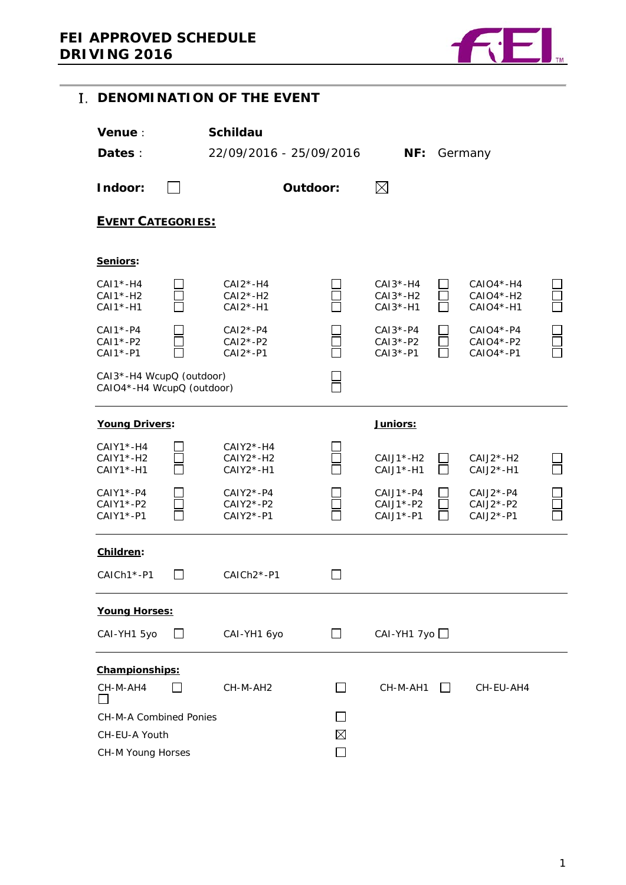# FEI APPROVED SCHEDULE DRIVING 2016

## I. DENOMINATION OF THE EVENT

**Venue** : **Schildau**

**Dates** : 22/09/2016 - 25/09/2016 **NF:** Germany

**Indoor:** ☐ **Outdoor:** ☒

### EVENT CATEGORIES:

**Seniors:**

| | | | | | | | |
|---|---|---|---|---|---|---|---|
| CAI1*-H4 | ☐ | CAI2*-H4 | ☐ | CAI3*-H4 | ☐ | CAIO4*-H4 | ☐ |
| CAI1*-H2 | ☐ | CAI2*-H2 | ☐ | CAI3*-H2 | ☐ | CAIO4*-H2 | ☐ |
| CAI1*-H1 | ☐ | CAI2*-H1 | ☐ | CAI3*-H1 | ☐ | CAIO4*-H1 | ☐ |
| CAI1*-P4 | ☐ | CAI2*-P4 | ☐ | CAI3*-P4 | ☐ | CAIO4*-P4 | ☐ |
| CAI1*-P2 | ☐ | CAI2*-P2 | ☐ | CAI3*-P2 | ☐ | CAIO4*-P2 | ☐ |
| CAI1*-P1 | ☐ | CAI2*-P1 | ☐ | CAI3*-P1 | ☐ | CAIO4*-P1 | ☐ |

CAI3*-H4 WcupQ (outdoor) ☐
CAIO4*-H4 WcupQ (outdoor) ☐

**Young Drivers:** / **Juniors:**

| | | | | | | | |
|---|---|---|---|---|---|---|---|
| CAIY1*-H4 | ☐ | CAIY2*-H4 | ☐ | | | | |
| CAIY1*-H2 | ☐ | CAIY2*-H2 | ☐ | CAIJ1*-H2 | ☐ | CAIJ2*-H2 | ☐ |
| CAIY1*-H1 | ☐ | CAIY2*-H1 | ☐ | CAIJ1*-H1 | ☐ | CAIJ2*-H1 | ☐ |
| CAIY1*-P4 | ☐ | CAIY2*-P4 | ☐ | CAIJ1*-P4 | ☐ | CAIJ2*-P4 | ☐ |
| CAIY1*-P2 | ☐ | CAIY2*-P2 | ☐ | CAIJ1*-P2 | ☐ | CAIJ2*-P2 | ☐ |
| CAIY1*-P1 | ☐ | CAIY2*-P1 | ☐ | CAIJ1*-P1 | ☐ | CAIJ2*-P1 | ☐ |

**Children:**

CAICh1*-P1 ☐ CAICh2*-P1 ☐

**Young Horses:**

CAI-YH1 5yo ☐ CAI-YH1 6yo ☐ CAI-YH1 7yo ☐

**Championships:**

CH-M-AH4 ☐ CH-M-AH2 ☐ CH-M-AH1 ☐ CH-EU-AH4 ☐

CH-M-A Combined Ponies ☐
CH-EU-A Youth ☒
CH-M Young Horses ☐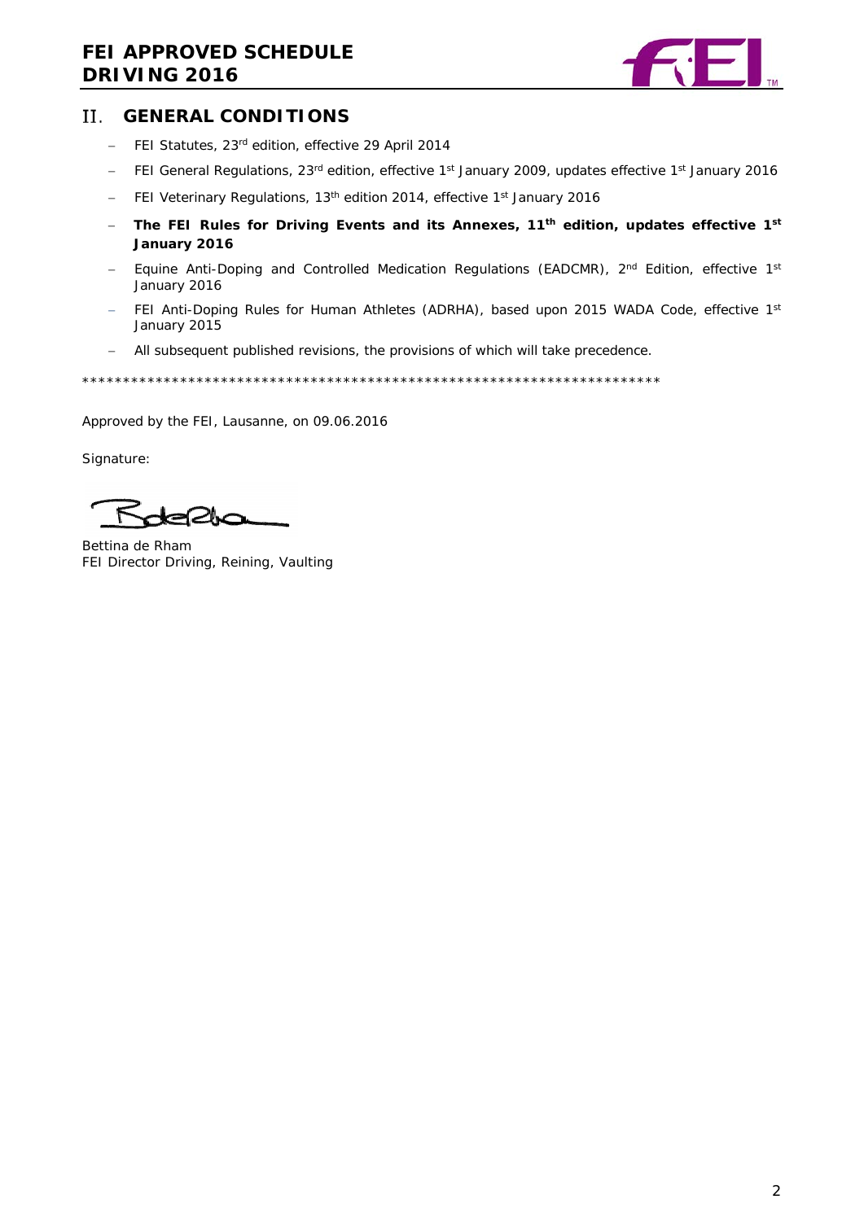## II. GENERAL CONDITIONS

- FEI Statutes, 23rd edition, effective 29 April 2014
- FEI General Regulations, 23rd edition, effective 1st January 2009, updates effective 1st January 2016
- FEI Veterinary Regulations, 13th edition 2014, effective 1st January 2016
- **The FEI Rules for Driving Events and its Annexes, 11th edition, updates effective 1st January 2016**
- Equine Anti-Doping and Controlled Medication Regulations (EADCMR), 2nd Edition, effective 1st January 2016
- FEI Anti-Doping Rules for Human Athletes (ADRHA), based upon 2015 WADA Code, effective 1st January 2015
- All subsequent published revisions, the provisions of which will take precedence.

*************************************************************************

Approved by the FEI, Lausanne, on 09.06.2016

Signature:

Bettina de Rham
FEI Director Driving, Reining, Vaulting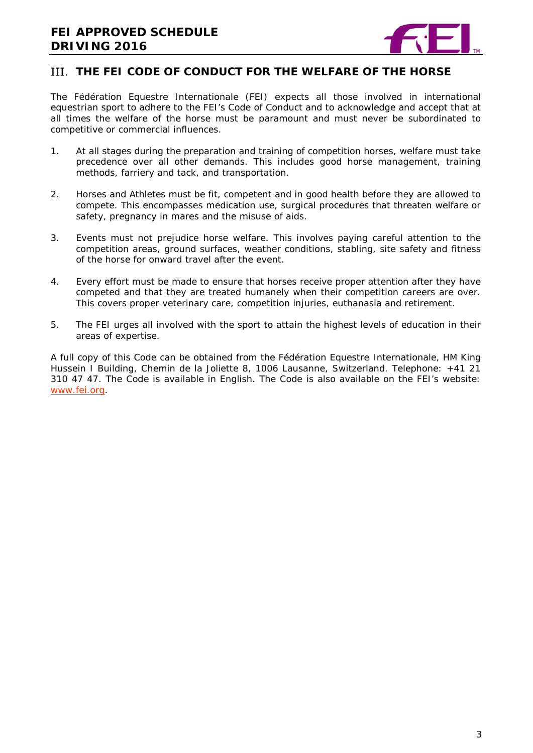## III. THE FEI CODE OF CONDUCT FOR THE WELFARE OF THE HORSE

The Fédération Equestre Internationale (FEI) expects all those involved in international equestrian sport to adhere to the FEI's Code of Conduct and to acknowledge and accept that at all times the welfare of the horse must be paramount and must never be subordinated to competitive or commercial influences.

1. At all stages during the preparation and training of competition horses, welfare must take precedence over all other demands. This includes good horse management, training methods, farriery and tack, and transportation.

2. Horses and Athletes must be fit, competent and in good health before they are allowed to compete. This encompasses medication use, surgical procedures that threaten welfare or safety, pregnancy in mares and the misuse of aids.

3. Events must not prejudice horse welfare. This involves paying careful attention to the competition areas, ground surfaces, weather conditions, stabling, site safety and fitness of the horse for onward travel after the event.

4. Every effort must be made to ensure that horses receive proper attention after they have competed and that they are treated humanely when their competition careers are over. This covers proper veterinary care, competition injuries, euthanasia and retirement.

5. The FEI urges all involved with the sport to attain the highest levels of education in their areas of expertise.

A full copy of this Code can be obtained from the Fédération Equestre Internationale, HM King Hussein I Building, Chemin de la Joliette 8, 1006 Lausanne, Switzerland. Telephone: +41 21 310 47 47. The Code is available in English. The Code is also available on the FEI's website: www.fei.org.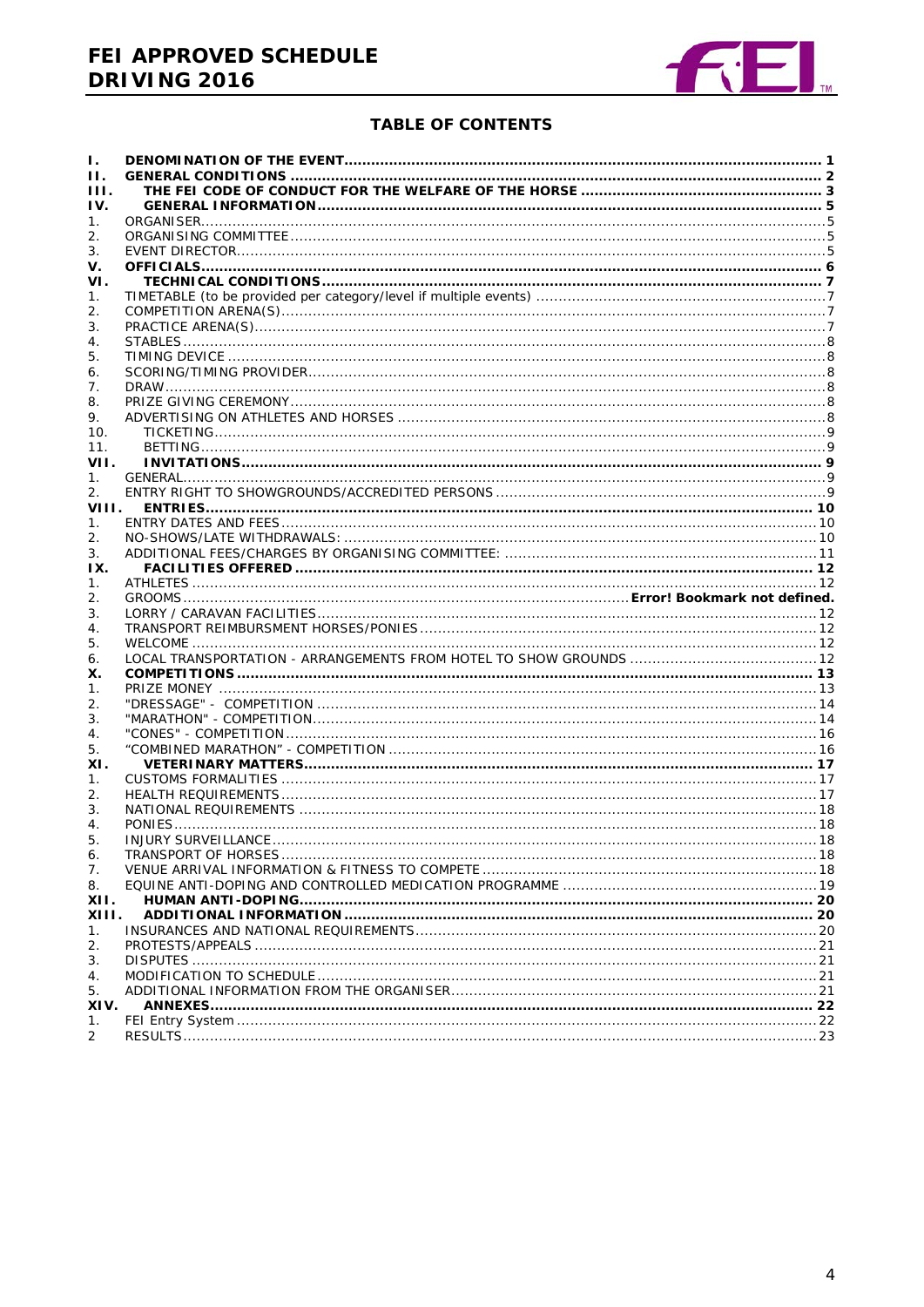## TABLE OF CONTENTS

| | | |
|---|---|---|
| **I.** | **DENOMINATION OF THE EVENT** | **1** |
| **II.** | **GENERAL CONDITIONS** | **2** |
| **III.** | **THE FEI CODE OF CONDUCT FOR THE WELFARE OF THE HORSE** | **3** |
| **IV.** | **GENERAL INFORMATION** | **5** |
| 1. | ORGANISER | 5 |
| 2. | ORGANISING COMMITTEE | 5 |
| 3. | EVENT DIRECTOR | 5 |
| **V.** | **OFFICIALS** | **6** |
| **VI.** | **TECHNICAL CONDITIONS** | **7** |
| 1. | TIMETABLE (to be provided per category/level if multiple events) | 7 |
| 2. | COMPETITION ARENA(S) | 7 |
| 3. | PRACTICE ARENA(S) | 7 |
| 4. | STABLES | 8 |
| 5. | TIMING DEVICE | 8 |
| 6. | SCORING/TIMING PROVIDER | 8 |
| 7. | DRAW | 8 |
| 8. | PRIZE GIVING CEREMONY | 8 |
| 9. | ADVERTISING ON ATHLETES AND HORSES | 8 |
| 10. | TICKETING | 9 |
| 11. | BETTING | 9 |
| **VII.** | **INVITATIONS** | **9** |
| 1. | GENERAL | 9 |
| 2. | ENTRY RIGHT TO SHOWGROUNDS/ACCREDITED PERSONS | 9 |
| **VIII.** | **ENTRIES** | **10** |
| 1. | ENTRY DATES AND FEES | 10 |
| 2. | NO-SHOWS/LATE WITHDRAWALS: | 10 |
| 3. | ADDITIONAL FEES/CHARGES BY ORGANISING COMMITTEE: | 11 |
| **IX.** | **FACILITIES OFFERED** | **12** |
| 1. | ATHLETES | 12 |
| 2. | GROOMS | **Error! Bookmark not defined.** |
| 3. | LORRY / CARAVAN FACILITIES | 12 |
| 4. | TRANSPORT REIMBURSMENT HORSES/PONIES | 12 |
| 5. | WELCOME | 12 |
| 6. | LOCAL TRANSPORTATION - ARRANGEMENTS FROM HOTEL TO SHOW GROUNDS | 12 |
| **X.** | **COMPETITIONS** | **13** |
| 1. | PRIZE MONEY | 13 |
| 2. | "DRESSAGE" - COMPETITION | 14 |
| 3. | "MARATHON" - COMPETITION | 14 |
| 4. | "CONES" - COMPETITION | 16 |
| 5. | "COMBINED MARATHON" - COMPETITION | 16 |
| **XI.** | **VETERINARY MATTERS** | **17** |
| 1. | CUSTOMS FORMALITIES | 17 |
| 2. | HEALTH REQUIREMENTS | 17 |
| 3. | NATIONAL REQUIREMENTS | 18 |
| 4. | PONIES | 18 |
| 5. | INJURY SURVEILLANCE | 18 |
| 6. | TRANSPORT OF HORSES | 18 |
| 7. | VENUE ARRIVAL INFORMATION & FITNESS TO COMPETE | 18 |
| 8. | EQUINE ANTI-DOPING AND CONTROLLED MEDICATION PROGRAMME | 19 |
| **XII.** | **HUMAN ANTI-DOPING** | **20** |
| **XIII.** | **ADDITIONAL INFORMATION** | **20** |
| 1. | INSURANCES AND NATIONAL REQUIREMENTS | 20 |
| 2. | PROTESTS/APPEALS | 21 |
| 3. | DISPUTES | 21 |
| 4. | MODIFICATION TO SCHEDULE | 21 |
| 5. | ADDITIONAL INFORMATION FROM THE ORGANISER | 21 |
| **XIV.** | **ANNEXES** | **22** |
| 1. | FEI Entry System | 22 |
| 2 | RESULTS | 23 |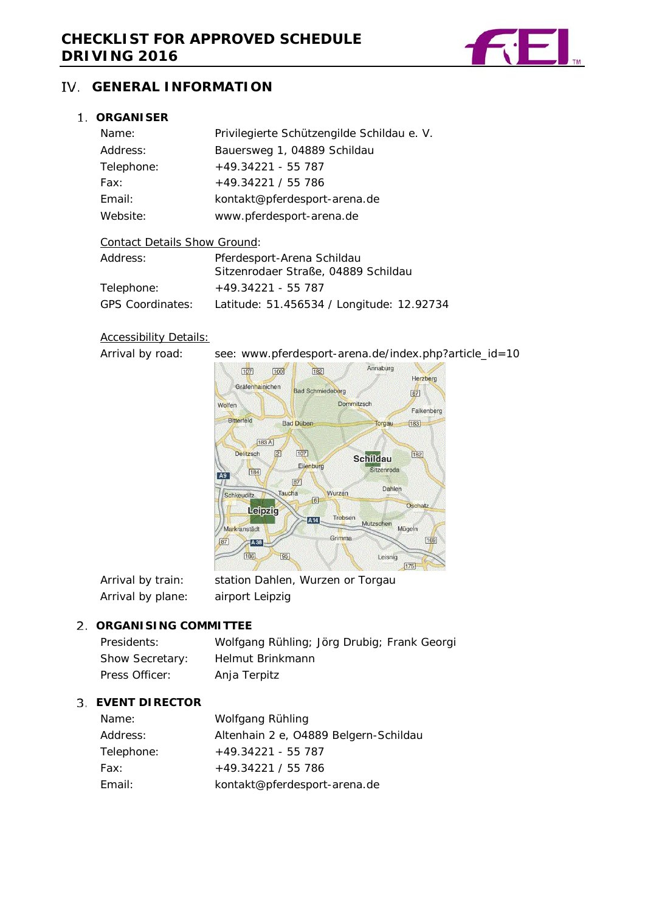## IV. GENERAL INFORMATION

### 1. ORGANISER

| | |
|---|---|
| Name: | Privilegierte Schützengilde Schildau e. V. |
| Address: | Bauersweg 1, 04889 Schildau |
| Telephone: | +49.34221 - 55 787 |
| Fax: | +49.34221 / 55 786 |
| Email: | kontakt@pferdesport-arena.de |
| Website: | www.pferdesport-arena.de |

Contact Details Show Ground:

| | |
|---|---|
| Address: | Pferdesport-Arena Schildau<br>Sitzenrodaer Straße, 04889 Schildau |
| Telephone: | +49.34221 - 55 787 |
| GPS Coordinates: | Latitude: 51.456534 / Longitude: 12.92734 |

Accessibility Details:

| | |
|---|---|
| Arrival by road: | see: www.pferdesport-arena.de/index.php?article_id=10 |
| Arrival by train: | station Dahlen, Wurzen or Torgau |
| Arrival by plane: | airport Leipzig |

### 2. ORGANISING COMMITTEE

| | |
|---|---|
| Presidents: | Wolfgang Rühling; Jörg Drubig; Frank Georgi |
| Show Secretary: | Helmut Brinkmann |
| Press Officer: | Anja Terpitz |

### 3. EVENT DIRECTOR

| | |
|---|---|
| Name: | Wolfgang Rühling |
| Address: | Altenhain 2 e, O4889 Belgern-Schildau |
| Telephone: | +49.34221 - 55 787 |
| Fax: | +49.34221 / 55 786 |
| Email: | kontakt@pferdesport-arena.de |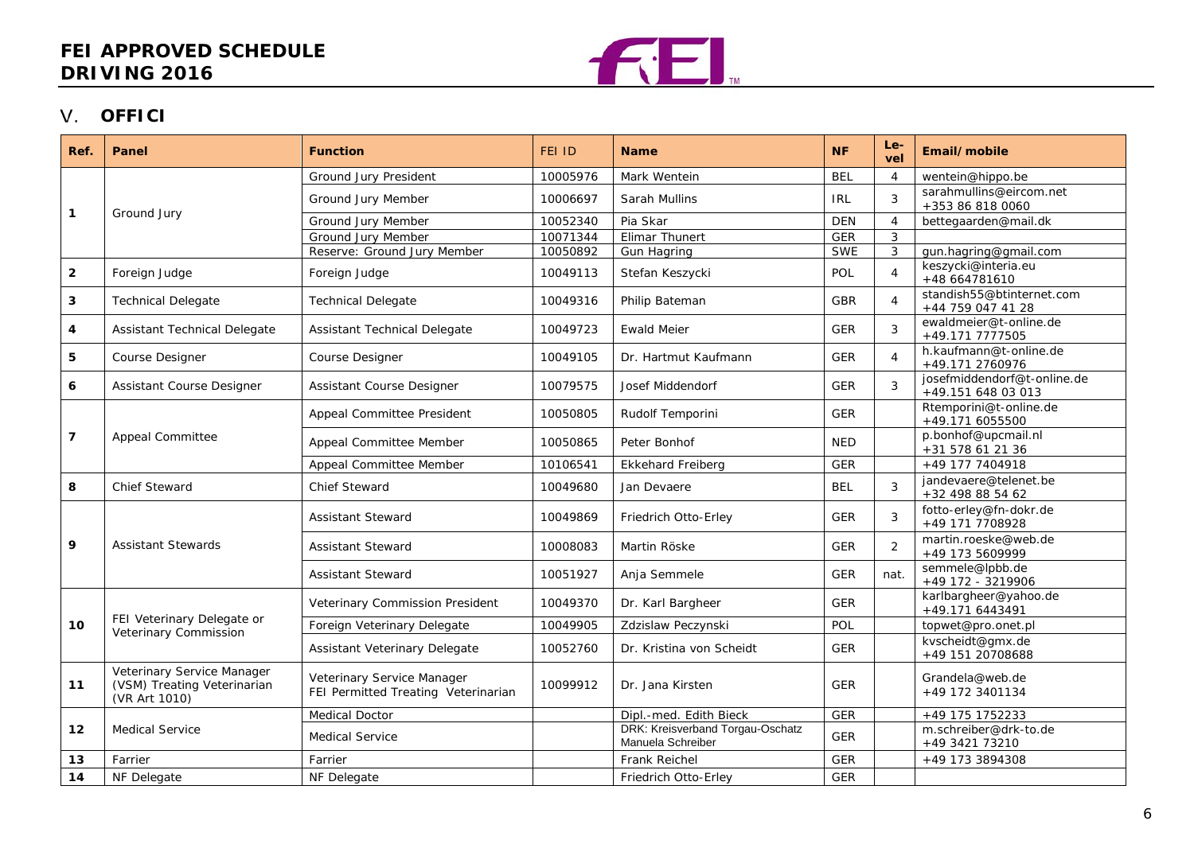## V. OFFICI

| Ref. | Panel | Function | FEI ID | Name | NF | Level | Email/mobile |
|---|---|---|---|---|---|---|---|
| 1 | Ground Jury | Ground Jury President | 10005976 | Mark Wentein | BEL | 4 | wentein@hippo.be |
| | | Ground Jury Member | 10006697 | Sarah Mullins | IRL | 3 | sarahmullins@eircom.net +353 86 818 0060 |
| | | Ground Jury Member | 10052340 | Pia Skar | DEN | 4 | bettegaarden@mail.dk |
| | | Ground Jury Member | 10071344 | Elimar Thunert | GER | 3 | |
| | | Reserve: Ground Jury Member | 10050892 | Gun Hagring | SWE | 3 | gun.hagring@gmail.com |
| 2 | Foreign Judge | Foreign Judge | 10049113 | Stefan Keszycki | POL | 4 | keszycki@interia.eu +48 664781610 |
| 3 | Technical Delegate | Technical Delegate | 10049316 | Philip Bateman | GBR | 4 | standish55@btinternet.com +44 759 047 41 28 |
| 4 | Assistant Technical Delegate | Assistant Technical Delegate | 10049723 | Ewald Meier | GER | 3 | ewaldmeier@t-online.de +49.171 7777505 |
| 5 | Course Designer | Course Designer | 10049105 | Dr. Hartmut Kaufmann | GER | 4 | h.kaufmann@t-online.de +49.171 2760976 |
| 6 | Assistant Course Designer | Assistant Course Designer | 10079575 | Josef Middendorf | GER | 3 | josefmiddendorf@t-online.de +49.151 648 03 013 |
| 7 | Appeal Committee | Appeal Committee President | 10050805 | Rudolf Temporini | GER | | Rtemporini@t-online.de +49.171 6055500 |
| | | Appeal Committee Member | 10050865 | Peter Bonhof | NED | | p.bonhof@upcmail.nl +31 578 61 21 36 |
| | | Appeal Committee Member | 10106541 | Ekkehard Freiberg | GER | | +49 177 7404918 |
| 8 | Chief Steward | Chief Steward | 10049680 | Jan Devaere | BEL | 3 | jandevaere@telenet.be +32 498 88 54 62 |
| 9 | Assistant Stewards | Assistant Steward | 10049869 | Friedrich Otto-Erley | GER | 3 | fotto-erley@fn-dokr.de +49 171 7708928 |
| | | Assistant Steward | 10008083 | Martin Röske | GER | 2 | martin.roeske@web.de +49 173 5609999 |
| | | Assistant Steward | 10051927 | Anja Semmele | GER | nat. | semmele@lpbb.de +49 172 - 3219906 |
| 10 | FEI Veterinary Delegate or Veterinary Commission | Veterinary Commission President | 10049370 | Dr. Karl Bargheer | GER | | karlbargheer@yahoo.de +49.171 6443491 |
| | | Foreign Veterinary Delegate | 10049905 | Zdzislaw Peczynski | POL | | topwet@pro.onet.pl |
| | | Assistant Veterinary Delegate | 10052760 | Dr. Kristina von Scheidt | GER | | kvscheidt@gmx.de +49 151 20708688 |
| 11 | Veterinary Service Manager (VSM) Treating Veterinarian (VR Art 1010) | Veterinary Service Manager FEI Permitted Treating Veterinarian | 10099912 | Dr. Jana Kirsten | GER | | Grandela@web.de +49 172 3401134 |
| 12 | Medical Service | Medical Doctor | | Dipl.-med. Edith Bieck | GER | | +49 175 1752233 |
| | | Medical Service | | DRK: Kreisverband Torgau-Oschatz Manuela Schreiber | GER | | m.schreiber@drk-to.de +49 3421 73210 |
| 13 | Farrier | Farrier | | Frank Reichel | GER | | +49 173 3894308 |
| 14 | NF Delegate | NF Delegate | | Friedrich Otto-Erley | GER | | |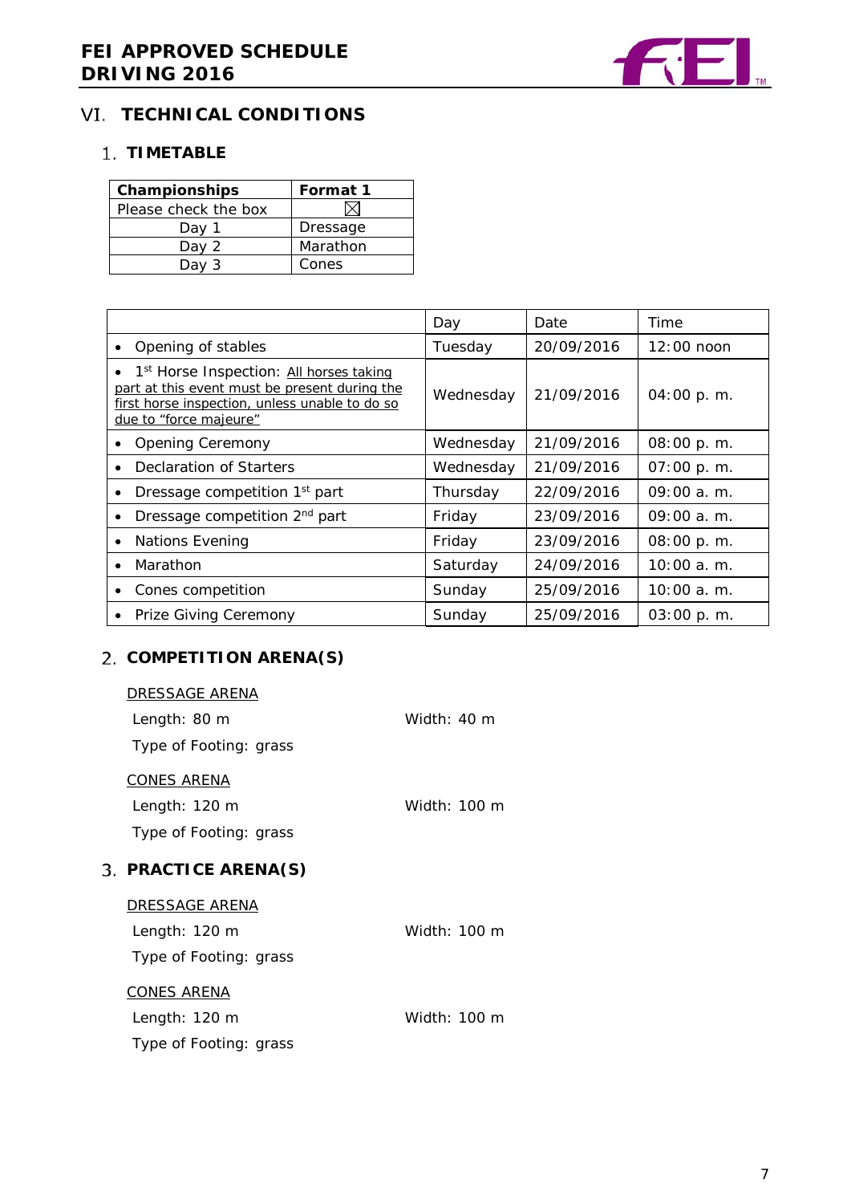## VI. TECHNICAL CONDITIONS

### 1. TIMETABLE

| Championships | Format 1 |
|---|---|
| Please check the box | ☒ |
| Day 1 | Dressage |
| Day 2 | Marathon |
| Day 3 | Cones |

| | Day | Date | Time |
|---|---|---|---|
| • Opening of stables | Tuesday | 20/09/2016 | 12:00 noon |
| • 1st Horse Inspection: <u>All horses taking part at this event must be present during the first horse inspection, unless unable to do so due to "force majeure"</u> | Wednesday | 21/09/2016 | 04:00 p. m. |
| • Opening Ceremony | Wednesday | 21/09/2016 | 08:00 p. m. |
| • Declaration of Starters | Wednesday | 21/09/2016 | 07:00 p. m. |
| • Dressage competition 1st part | Thursday | 22/09/2016 | 09:00 a. m. |
| • Dressage competition 2nd part | Friday | 23/09/2016 | 09:00 a. m. |
| • Nations Evening | Friday | 23/09/2016 | 08:00 p. m. |
| • Marathon | Saturday | 24/09/2016 | 10:00 a. m. |
| • Cones competition | Sunday | 25/09/2016 | 10:00 a. m. |
| • Prize Giving Ceremony | Sunday | 25/09/2016 | 03:00 p. m. |

### 2. COMPETITION ARENA(S)

<u>DRESSAGE ARENA</u>

Length: 80 m  Width: 40 m

Type of Footing: grass

<u>CONES ARENA</u>

Length: 120 m  Width: 100 m

Type of Footing: grass

### 3. PRACTICE ARENA(S)

<u>DRESSAGE ARENA</u>

Length: 120 m  Width: 100 m

Type of Footing: grass

<u>CONES ARENA</u>

Length: 120 m  Width: 100 m

Type of Footing: grass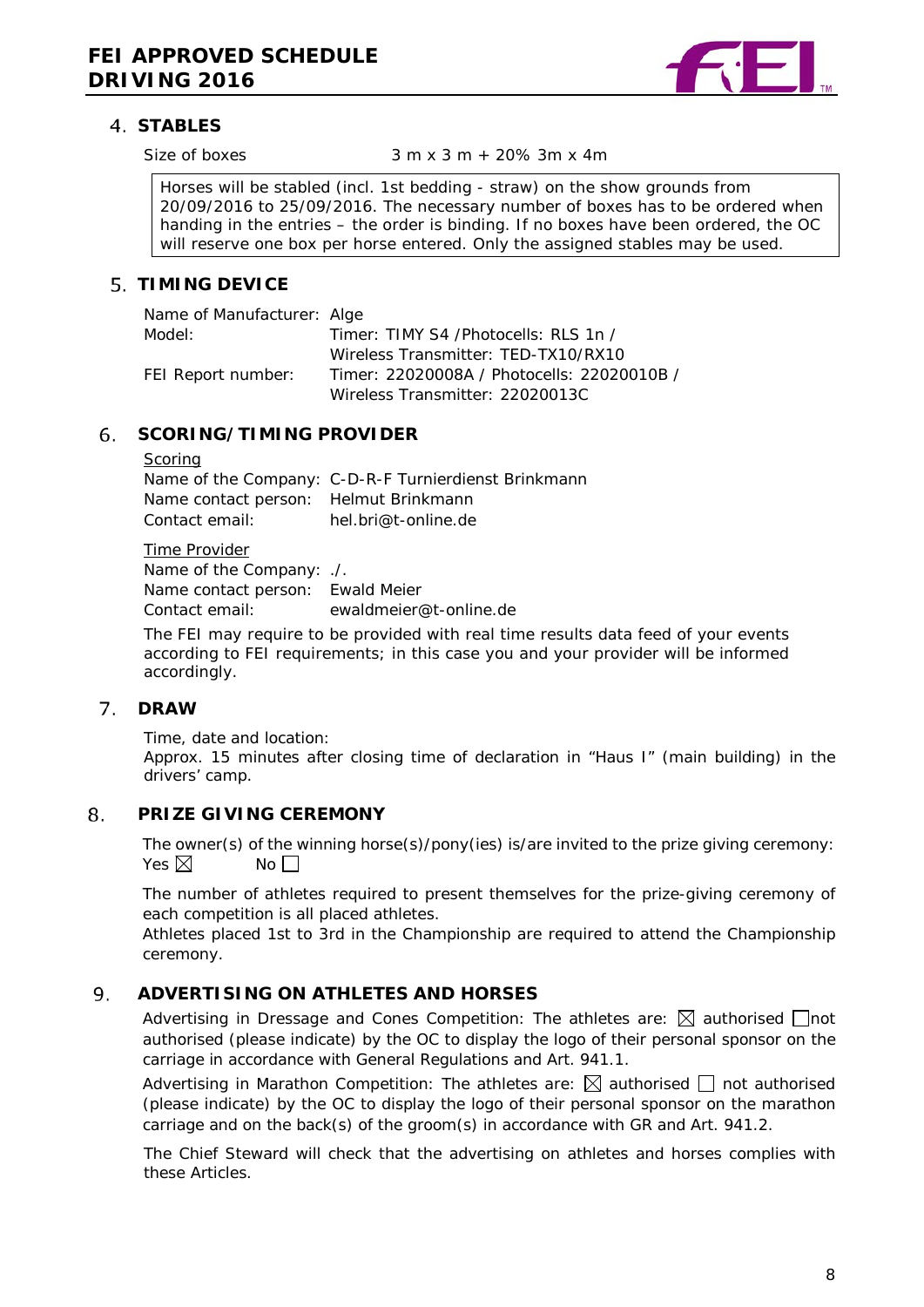## 4. STABLES

Size of boxes 3 m x 3 m + 20% 3m x 4m

Horses will be stabled (incl. 1st bedding - straw) on the show grounds from 20/09/2016 to 25/09/2016. The necessary number of boxes has to be ordered when handing in the entries – the order is binding. If no boxes have been ordered, the OC will reserve one box per horse entered. Only the assigned stables may be used.

## 5. TIMING DEVICE

| | |
|---|---|
| Name of Manufacturer: | Alge |
| Model: | Timer: TIMY S4 /Photocells: RLS 1n / Wireless Transmitter: TED-TX10/RX10 |
| FEI Report number: | Timer: 22020008A / Photocells: 22020010B / Wireless Transmitter: 22020013C |

## 6. SCORING/TIMING PROVIDER

Scoring

| | |
|---|---|
| Name of the Company: | C-D-R-F Turnierdienst Brinkmann |
| Name contact person: | Helmut Brinkmann |
| Contact email: | hel.bri@t-online.de |

Time Provider

| | |
|---|---|
| Name of the Company: | ./. |
| Name contact person: | Ewald Meier |
| Contact email: | ewaldmeier@t-online.de |

The FEI may require to be provided with real time results data feed of your events according to FEI requirements; in this case you and your provider will be informed accordingly.

## 7. DRAW

Time, date and location:
Approx. 15 minutes after closing time of declaration in "Haus I" (main building) in the drivers' camp.

## 8. PRIZE GIVING CEREMONY

The owner(s) of the winning horse(s)/pony(ies) is/are invited to the prize giving ceremony:
Yes ☒ No ☐

The number of athletes required to present themselves for the prize-giving ceremony of each competition is all placed athletes.
Athletes placed 1st to 3rd in the Championship are required to attend the Championship ceremony.

## 9. ADVERTISING ON ATHLETES AND HORSES

Advertising in Dressage and Cones Competition: The athletes are: ☒ authorised ☐ not authorised (please indicate) by the OC to display the logo of their personal sponsor on the carriage in accordance with General Regulations and Art. 941.1.

Advertising in Marathon Competition: The athletes are: ☒ authorised ☐ not authorised (please indicate) by the OC to display the logo of their personal sponsor on the marathon carriage and on the back(s) of the groom(s) in accordance with GR and Art. 941.2.

The Chief Steward will check that the advertising on athletes and horses complies with these Articles.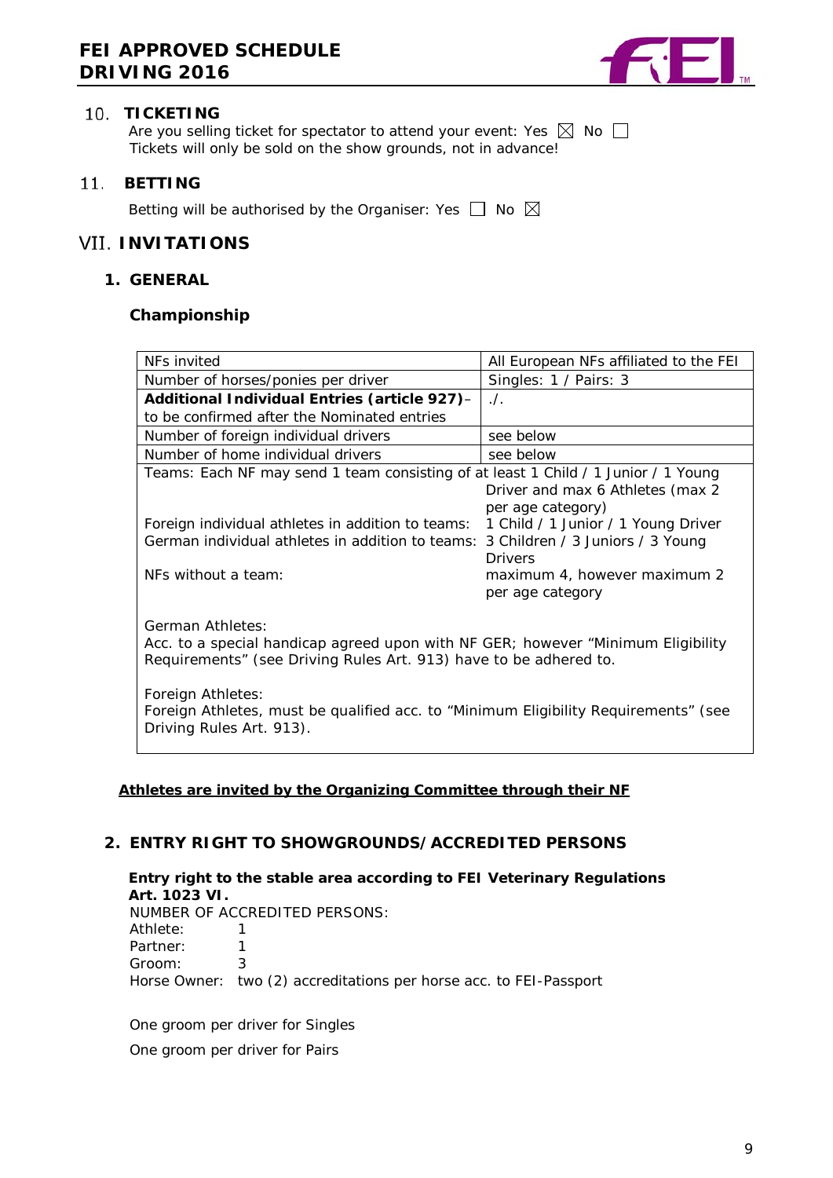## 10. TICKETING

Are you selling ticket for spectator to attend your event: Yes ☒ No ☐
Tickets will only be sold on the show grounds, not in advance!

## 11. BETTING

Betting will be authorised by the Organiser: Yes ☐ No ☒

# VII. INVITATIONS

## 1. GENERAL

### Championship

| NFs invited | All European NFs affiliated to the FEI |
|---|---|
| Number of horses/ponies per driver | Singles: 1 / Pairs: 3 |
| **Additional Individual Entries (article 927)**– to be confirmed after the Nominated entries | ./. |
| Number of foreign individual drivers | see below |
| Number of home individual drivers | see below |
| Teams: Each NF may send 1 team consisting of at least | 1 Child / 1 Junior / 1 Young Driver and max 6 Athletes (max 2 per age category) |
| Foreign individual athletes in addition to teams: | 1 Child / 1 Junior / 1 Young Driver |
| German individual athletes in addition to teams: | 3 Children / 3 Juniors / 3 Young Drivers |
| NFs without a team: | maximum 4, however maximum 2 per age category |
| German Athletes: Acc. to a special handicap agreed upon with NF GER; however “Minimum Eligibility Requirements” (see Driving Rules Art. 913) have to be adhered to. | |
| Foreign Athletes: Foreign Athletes, must be qualified acc. to “Minimum Eligibility Requirements” (see Driving Rules Art. 913). | |

**Athletes are invited by the Organizing Committee through their NF**

## 2. ENTRY RIGHT TO SHOWGROUNDS/ACCREDITED PERSONS

**Entry right to the stable area according to FEI Veterinary Regulations Art. 1023 VI.**

NUMBER OF ACCREDITED PERSONS:

Athlete: 1
Partner: 1
Groom: 3
Horse Owner: two (2) accreditations per horse acc. to FEI-Passport

One groom per driver for Singles

One groom per driver for Pairs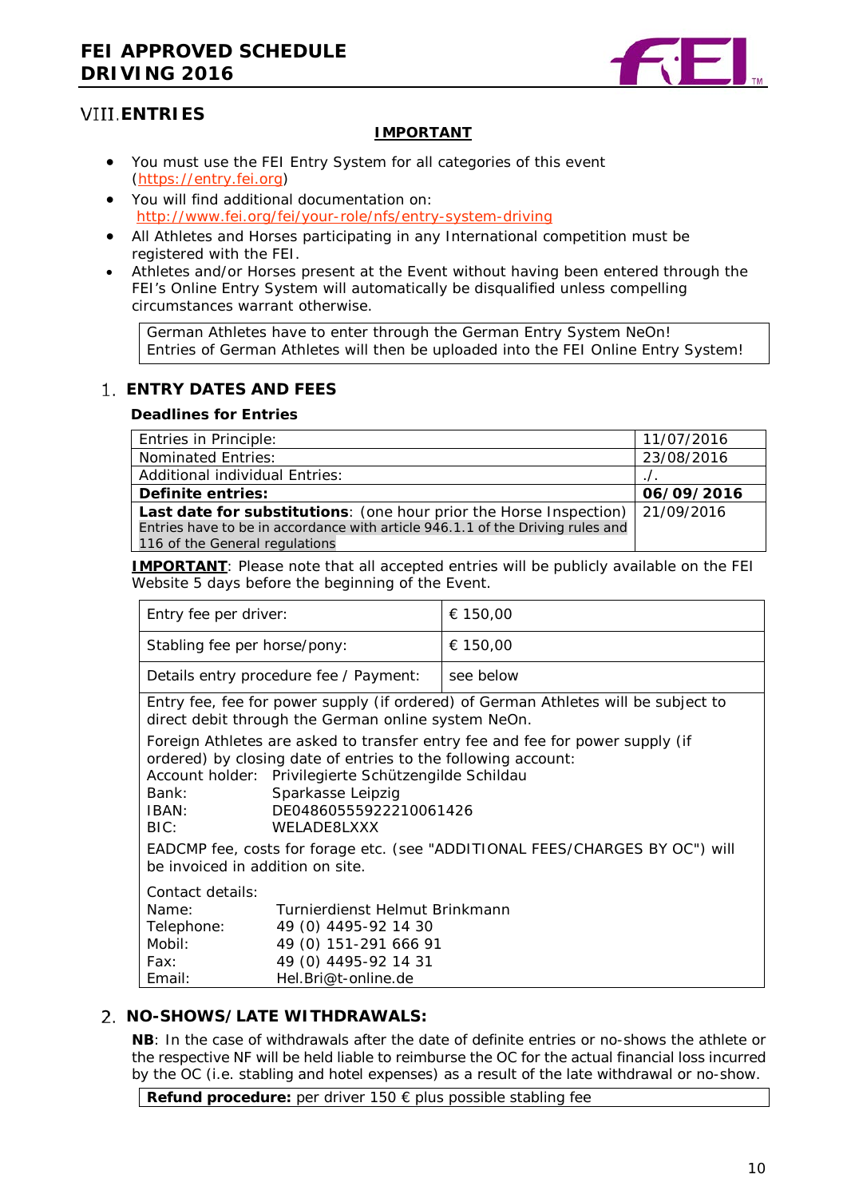## VIII. ENTRIES

**IMPORTANT**

- You must use the FEI Entry System for all categories of this event (https://entry.fei.org)
- You will find additional documentation on: http://www.fei.org/fei/your-role/nfs/entry-system-driving
- All Athletes and Horses participating in any International competition must be registered with the FEI.
- Athletes and/or Horses present at the Event without having been entered through the FEI's Online Entry System will automatically be disqualified unless compelling circumstances warrant otherwise.

German Athletes have to enter through the German Entry System NeOn!
Entries of German Athletes will then be uploaded into the FEI Online Entry System!

### 1. ENTRY DATES AND FEES

**Deadlines for Entries**

| | |
|---|---|
| Entries in Principle: | 11/07/2016 |
| Nominated Entries: | 23/08/2016 |
| Additional individual Entries: | ./. |
| **Definite entries:** | **06/09/2016** |
| **Last date for substitutions**: (one hour prior the Horse Inspection) Entries have to be in accordance with article 946.1.1 of the Driving rules and 116 of the General regulations | 21/09/2016 |

**IMPORTANT**: Please note that all accepted entries will be publicly available on the FEI Website 5 days before the beginning of the Event.

| | |
|---|---|
| Entry fee per driver: | € 150,00 |
| Stabling fee per horse/pony: | € 150,00 |
| Details entry procedure fee / Payment: | see below |

Entry fee, fee for power supply (if ordered) of German Athletes will be subject to direct debit through the German online system NeOn.

Foreign Athletes are asked to transfer entry fee and fee for power supply (if ordered) by closing date of entries to the following account:
Account holder: Privilegierte Schützengilde Schildau
Bank: Sparkasse Leipzig
IBAN: DE04860555922210061426
BIC: WELADE8LXXX

EADCMP fee, costs for forage etc. (see "ADDITIONAL FEES/CHARGES BY OC") will be invoiced in addition on site.

Contact details:
Name: Turnierdienst Helmut Brinkmann
Telephone: 49 (0) 4495-92 14 30
Mobil: 49 (0) 151-291 666 91
Fax: 49 (0) 4495-92 14 31
Email: Hel.Bri@t-online.de

### 2. NO-SHOWS/LATE WITHDRAWALS:

**NB**: In the case of withdrawals after the date of definite entries or no-shows the athlete or the respective NF will be held liable to reimburse the OC for the actual financial loss incurred by the OC (i.e. stabling and hotel expenses) as a result of the late withdrawal or no-show.

**Refund procedure:** per driver 150 € plus possible stabling fee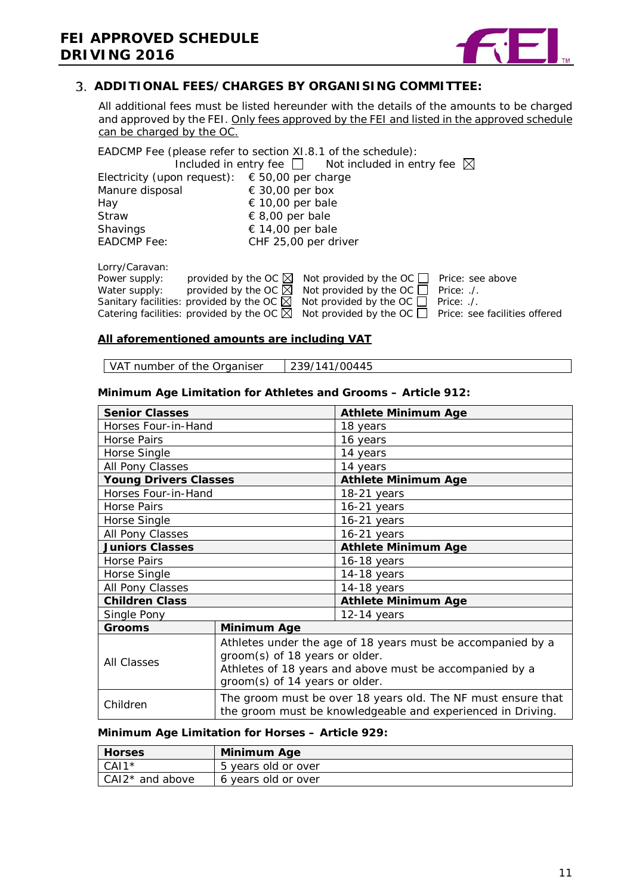## 3. ADDITIONAL FEES/CHARGES BY ORGANISING COMMITTEE:

All additional fees must be listed hereunder with the details of the amounts to be charged and approved by the FEI. Only fees approved by the FEI and listed in the approved schedule can be charged by the OC.

EADCMP Fee (please refer to section XI.8.1 of the schedule):
Included in entry fee ☐ Not included in entry fee ☒

| | |
|---|---|
| Electricity (upon request): | € 50,00 per charge |
| Manure disposal | € 30,00 per box |
| Hay | € 10,00 per bale |
| Straw | € 8,00 per bale |
| Shavings | € 14,00 per bale |
| EADCMP Fee: | CHF 25,00 per driver |

Lorry/Caravan:

| | | | |
|---|---|---|---|
| Power supply: | provided by the OC ☒ | Not provided by the OC ☐ | Price: see above |
| Water supply: | provided by the OC ☒ | Not provided by the OC ☐ | Price: ./. |
| Sanitary facilities: | provided by the OC ☒ | Not provided by the OC ☐ | Price: ./. |
| Catering facilities: | provided by the OC ☒ | Not provided by the OC ☐ | Price: see facilities offered |

**All aforementioned amounts are including VAT**

| VAT number of the Organiser | 239/141/00445 |
|---|---|

**Minimum Age Limitation for Athletes and Grooms – Article 912:**

| **Senior Classes** | **Athlete Minimum Age** |
|---|---|
| Horses Four-in-Hand | 18 years |
| Horse Pairs | 16 years |
| Horse Single | 14 years |
| All Pony Classes | 14 years |
| **Young Drivers Classes** | **Athlete Minimum Age** |
| Horses Four-in-Hand | 18-21 years |
| Horse Pairs | 16-21 years |
| Horse Single | 16-21 years |
| All Pony Classes | 16-21 years |
| **Juniors Classes** | **Athlete Minimum Age** |
| Horse Pairs | 16-18 years |
| Horse Single | 14-18 years |
| All Pony Classes | 14-18 years |
| **Children Class** | **Athlete Minimum Age** |
| Single Pony | 12-14 years |

| **Grooms** | **Minimum Age** |
|---|---|
| All Classes | Athletes under the age of 18 years must be accompanied by a groom(s) of 18 years or older. Athletes of 18 years and above must be accompanied by a groom(s) of 14 years or older. |
| Children | The groom must be over 18 years old. The NF must ensure that the groom must be knowledgeable and experienced in Driving. |

**Minimum Age Limitation for Horses – Article 929:**

| **Horses** | **Minimum Age** |
|---|---|
| CAI1* | 5 years old or over |
| CAI2* and above | 6 years old or over |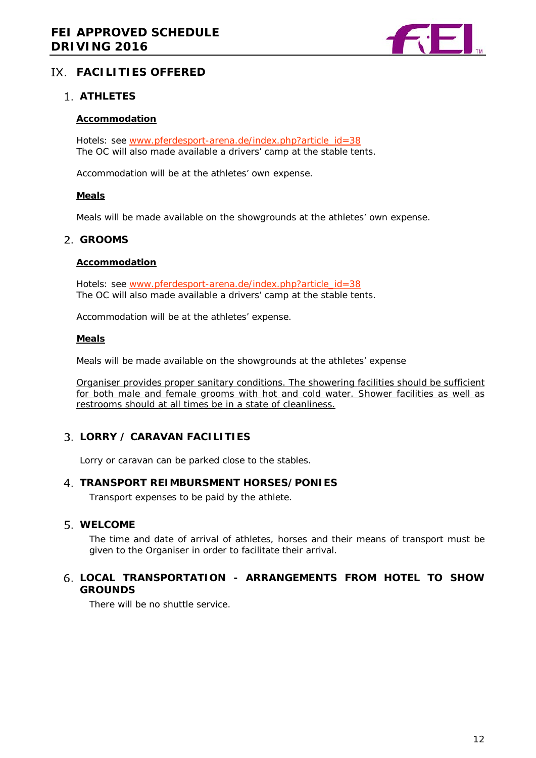# IX. FACILITIES OFFERED

## 1. ATHLETES

**Accommodation**

Hotels: see www.pferdesport-arena.de/index.php?article_id=38
The OC will also made available a drivers' camp at the stable tents.

Accommodation will be at the athletes' own expense.

**Meals**

Meals will be made available on the showgrounds at the athletes' own expense.

## 2. GROOMS

**Accommodation**

Hotels: see www.pferdesport-arena.de/index.php?article_id=38
The OC will also made available a drivers' camp at the stable tents.

Accommodation will be at the athletes' expense.

**Meals**

Meals will be made available on the showgrounds at the athletes' expense

Organiser provides proper sanitary conditions. The showering facilities should be sufficient for both male and female grooms with hot and cold water. Shower facilities as well as restrooms should at all times be in a state of cleanliness.

## 3. LORRY / CARAVAN FACILITIES

Lorry or caravan can be parked close to the stables.

## 4. TRANSPORT REIMBURSMENT HORSES/PONIES

Transport expenses to be paid by the athlete.

## 5. WELCOME

The time and date of arrival of athletes, horses and their means of transport must be given to the Organiser in order to facilitate their arrival.

## 6. LOCAL TRANSPORTATION - ARRANGEMENTS FROM HOTEL TO SHOW GROUNDS

There will be no shuttle service.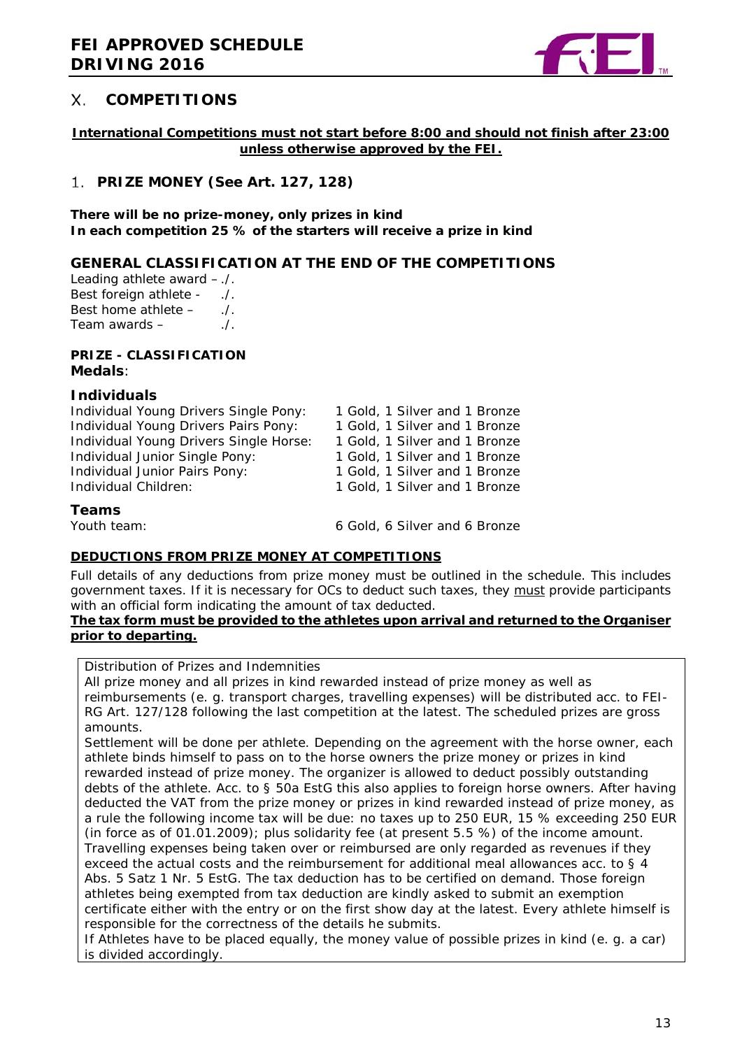# X. COMPETITIONS

**International Competitions must not start before 8:00 and should not finish after 23:00 unless otherwise approved by the FEI.**

## 1. PRIZE MONEY (See Art. 127, 128)

**There will be no prize-money, only prizes in kind**
**In each competition 25 % of the starters will receive a prize in kind**

### GENERAL CLASSIFICATION AT THE END OF THE COMPETITIONS

Leading athlete award – ./.
Best foreign athlete - ./.
Best home athlete – ./.
Team awards – ./.

**PRIZE - CLASSIFICATION**
**Medals**:

### Individuals

| | |
|---|---|
| Individual Young Drivers Single Pony: | 1 Gold, 1 Silver and 1 Bronze |
| Individual Young Drivers Pairs Pony: | 1 Gold, 1 Silver and 1 Bronze |
| Individual Young Drivers Single Horse: | 1 Gold, 1 Silver and 1 Bronze |
| Individual Junior Single Pony: | 1 Gold, 1 Silver and 1 Bronze |
| Individual Junior Pairs Pony: | 1 Gold, 1 Silver and 1 Bronze |
| Individual Children: | 1 Gold, 1 Silver and 1 Bronze |

### Teams

| | |
|---|---|
| Youth team: | 6 Gold, 6 Silver and 6 Bronze |

**DEDUCTIONS FROM PRIZE MONEY AT COMPETITIONS**

Full details of any deductions from prize money must be outlined in the schedule. This includes government taxes. If it is necessary for OCs to deduct such taxes, they must provide participants with an official form indicating the amount of tax deducted.
**The tax form must be provided to the athletes upon arrival and returned to the Organiser prior to departing.**

Distribution of Prizes and Indemnities
All prize money and all prizes in kind rewarded instead of prize money as well as reimbursements (e. g. transport charges, travelling expenses) will be distributed acc. to FEI-RG Art. 127/128 following the last competition at the latest. The scheduled prizes are gross amounts.
Settlement will be done per athlete. Depending on the agreement with the horse owner, each athlete binds himself to pass on to the horse owners the prize money or prizes in kind rewarded instead of prize money. The organizer is allowed to deduct possibly outstanding debts of the athlete. Acc. to § 50a EstG this also applies to foreign horse owners. After having deducted the VAT from the prize money or prizes in kind rewarded instead of prize money, as a rule the following income tax will be due: no taxes up to 250 EUR, 15 % exceeding 250 EUR (in force as of 01.01.2009); plus solidarity fee (at present 5.5 %) of the income amount. Travelling expenses being taken over or reimbursed are only regarded as revenues if they exceed the actual costs and the reimbursement for additional meal allowances acc. to § 4 Abs. 5 Satz 1 Nr. 5 EstG. The tax deduction has to be certified on demand. Those foreign athletes being exempted from tax deduction are kindly asked to submit an exemption certificate either with the entry or on the first show day at the latest. Every athlete himself is responsible for the correctness of the details he submits.
If Athletes have to be placed equally, the money value of possible prizes in kind (e. g. a car) is divided accordingly.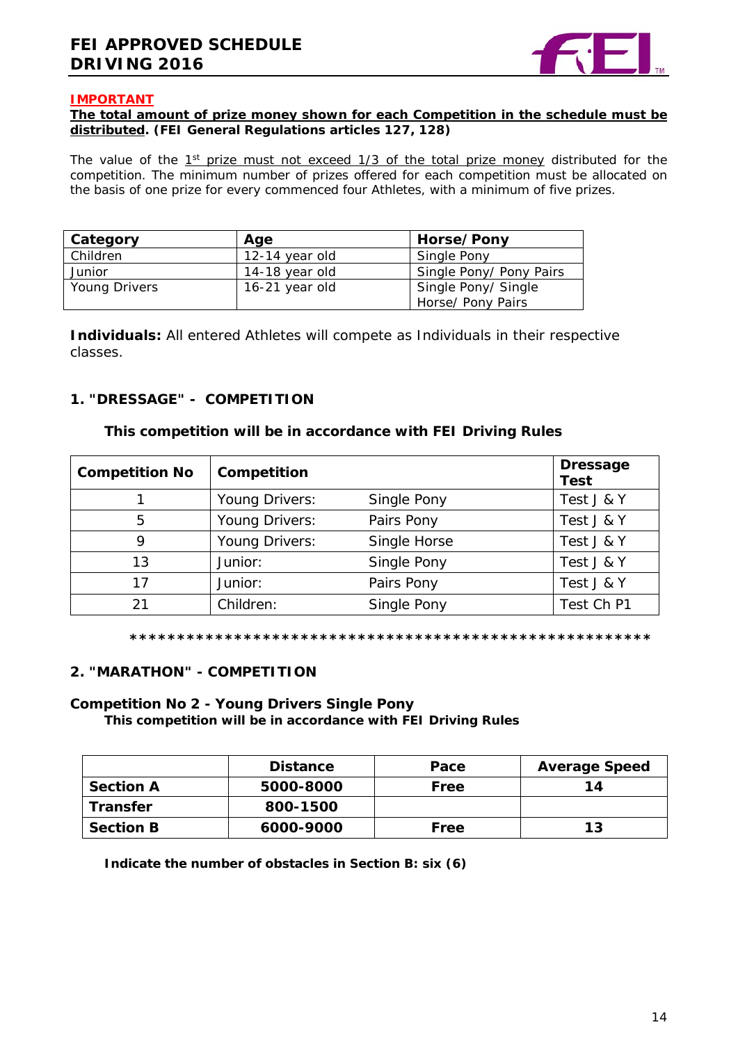**IMPORTANT**

**The total amount of prize money shown for each Competition in the schedule must be distributed. (FEI General Regulations articles 127, 128)**

The value of the 1st prize must not exceed 1/3 of the total prize money distributed for the competition. The minimum number of prizes offered for each competition must be allocated on the basis of one prize for every commenced four Athletes, with a minimum of five prizes.

| Category | Age | Horse/Pony |
|---|---|---|
| Children | 12-14 year old | Single Pony |
| Junior | 14-18 year old | Single Pony/ Pony Pairs |
| Young Drivers | 16-21 year old | Single Pony/ Single Horse/ Pony Pairs |

**Individuals:** All entered Athletes will compete as Individuals in their respective classes.

## 1. "DRESSAGE" - COMPETITION

**This competition will be in accordance with FEI Driving Rules**

| Competition No | Competition | | Dressage Test |
|---|---|---|---|
| 1 | Young Drivers: | Single Pony | Test J & Y |
| 5 | Young Drivers: | Pairs Pony | Test J & Y |
| 9 | Young Drivers: | Single Horse | Test J & Y |
| 13 | Junior: | Single Pony | Test J & Y |
| 17 | Junior: | Pairs Pony | Test J & Y |
| 21 | Children: | Single Pony | Test Ch P1 |

*****************************************************

## 2. "MARATHON" - COMPETITION

### Competition No 2 - Young Drivers Single Pony

**This competition will be in accordance with FEI Driving Rules**

| | Distance | Pace | Average Speed |
|---|---|---|---|
| **Section A** | **5000-8000** | **Free** | **14** |
| **Transfer** | **800-1500** | | |
| **Section B** | **6000-9000** | **Free** | **13** |

**Indicate the number of obstacles in Section B: six (6)**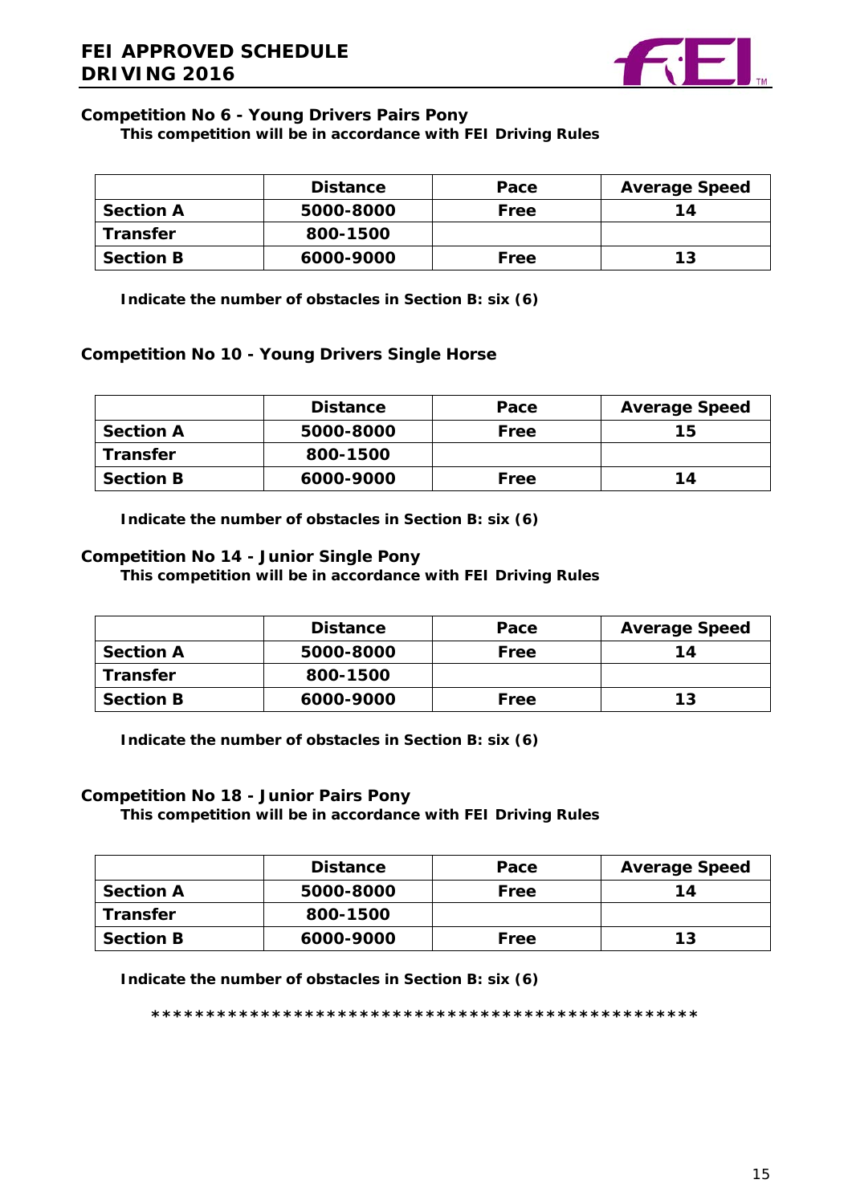### Competition No 6 - Young Drivers Pairs Pony

**This competition will be in accordance with FEI Driving Rules**

| | Distance | Pace | Average Speed |
|---|---|---|---|
| **Section A** | 5000-8000 | Free | 14 |
| **Transfer** | 800-1500 | | |
| **Section B** | 6000-9000 | Free | 13 |

**Indicate the number of obstacles in Section B: six (6)**

### Competition No 10 - Young Drivers Single Horse

| | Distance | Pace | Average Speed |
|---|---|---|---|
| **Section A** | 5000-8000 | Free | 15 |
| **Transfer** | 800-1500 | | |
| **Section B** | 6000-9000 | Free | 14 |

**Indicate the number of obstacles in Section B: six (6)**

### Competition No 14 - Junior Single Pony

**This competition will be in accordance with FEI Driving Rules**

| | Distance | Pace | Average Speed |
|---|---|---|---|
| **Section A** | 5000-8000 | Free | 14 |
| **Transfer** | 800-1500 | | |
| **Section B** | 6000-9000 | Free | 13 |

**Indicate the number of obstacles in Section B: six (6)**

### Competition No 18 - Junior Pairs Pony

**This competition will be in accordance with FEI Driving Rules**

| | Distance | Pace | Average Speed |
|---|---|---|---|
| **Section A** | 5000-8000 | Free | 14 |
| **Transfer** | 800-1500 | | |
| **Section B** | 6000-9000 | Free | 13 |

**Indicate the number of obstacles in Section B: six (6)**

***************************************************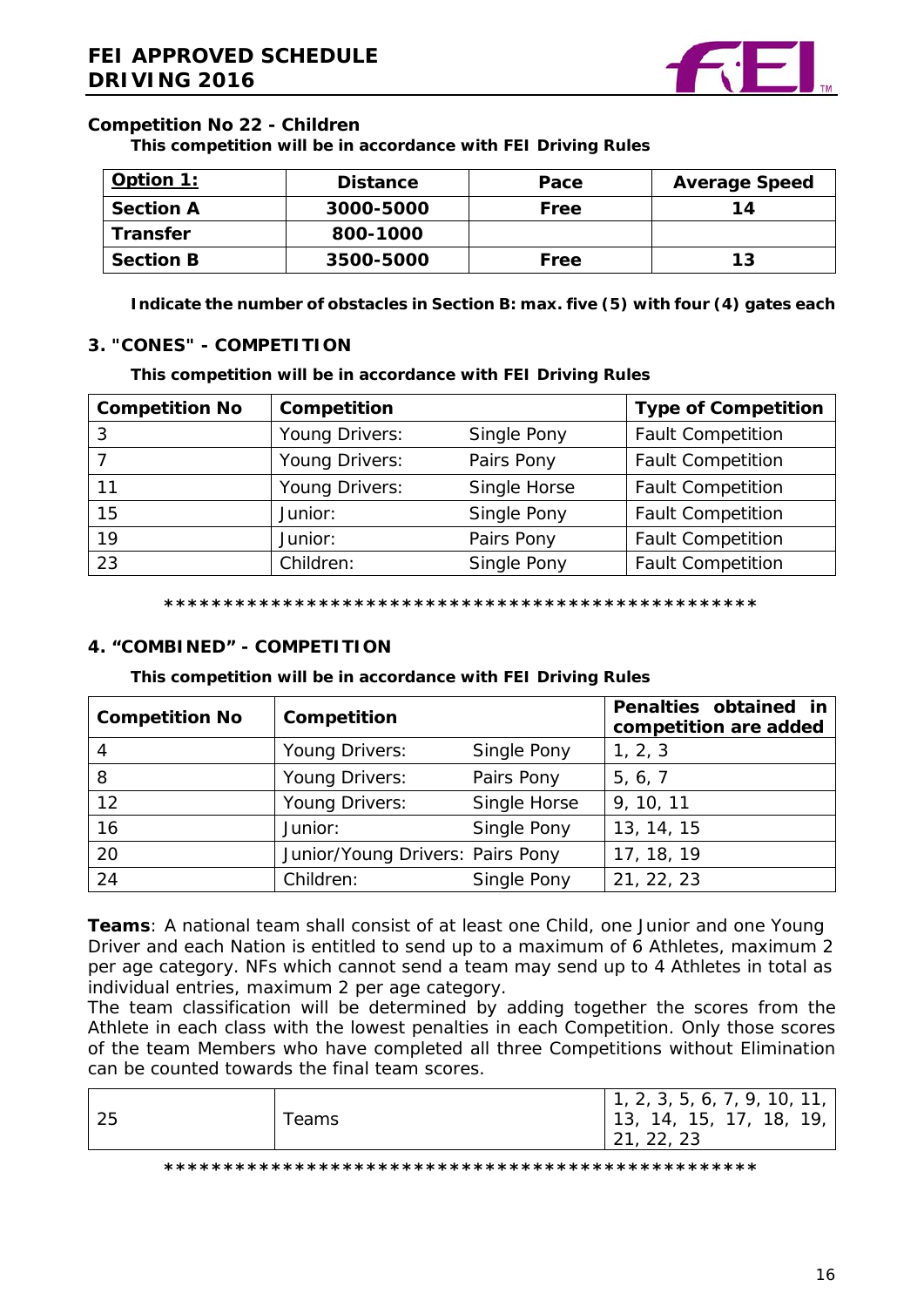**Competition No 22 - Children**

**This competition will be in accordance with FEI Driving Rules**

| Option 1: | Distance | Pace | Average Speed |
|---|---|---|---|
| **Section A** | **3000-5000** | **Free** | **14** |
| **Transfer** | **800-1000** | | |
| **Section B** | **3500-5000** | **Free** | **13** |

**Indicate the number of obstacles in Section B: max. five (5) with four (4) gates each**

### 3. "CONES" - COMPETITION

**This competition will be in accordance with FEI Driving Rules**

| Competition No | Competition | | Type of Competition |
|---|---|---|---|
| 3 | Young Drivers: | Single Pony | Fault Competition |
| 7 | Young Drivers: | Pairs Pony | Fault Competition |
| 11 | Young Drivers: | Single Horse | Fault Competition |
| 15 | Junior: | Single Pony | Fault Competition |
| 19 | Junior: | Pairs Pony | Fault Competition |
| 23 | Children: | Single Pony | Fault Competition |

**************************************************

### 4. "COMBINED" - COMPETITION

**This competition will be in accordance with FEI Driving Rules**

| Competition No | Competition | | Penalties obtained in competition are added |
|---|---|---|---|
| 4 | Young Drivers: | Single Pony | 1, 2, 3 |
| 8 | Young Drivers: | Pairs Pony | 5, 6, 7 |
| 12 | Young Drivers: | Single Horse | 9, 10, 11 |
| 16 | Junior: | Single Pony | 13, 14, 15 |
| 20 | Junior/Young Drivers: | Pairs Pony | 17, 18, 19 |
| 24 | Children: | Single Pony | 21, 22, 23 |

**Teams**: A national team shall consist of at least one Child, one Junior and one Young Driver and each Nation is entitled to send up to a maximum of 6 Athletes, maximum 2 per age category. NFs which cannot send a team may send up to 4 Athletes in total as individual entries, maximum 2 per age category.
The team classification will be determined by adding together the scores from the Athlete in each class with the lowest penalties in each Competition. Only those scores of the team Members who have completed all three Competitions without Elimination can be counted towards the final team scores.

| | | |
|---|---|---|
| 25 | Teams | 1, 2, 3, 5, 6, 7, 9, 10, 11, 13, 14, 15, 17, 18, 19, 21, 22, 23 |

**************************************************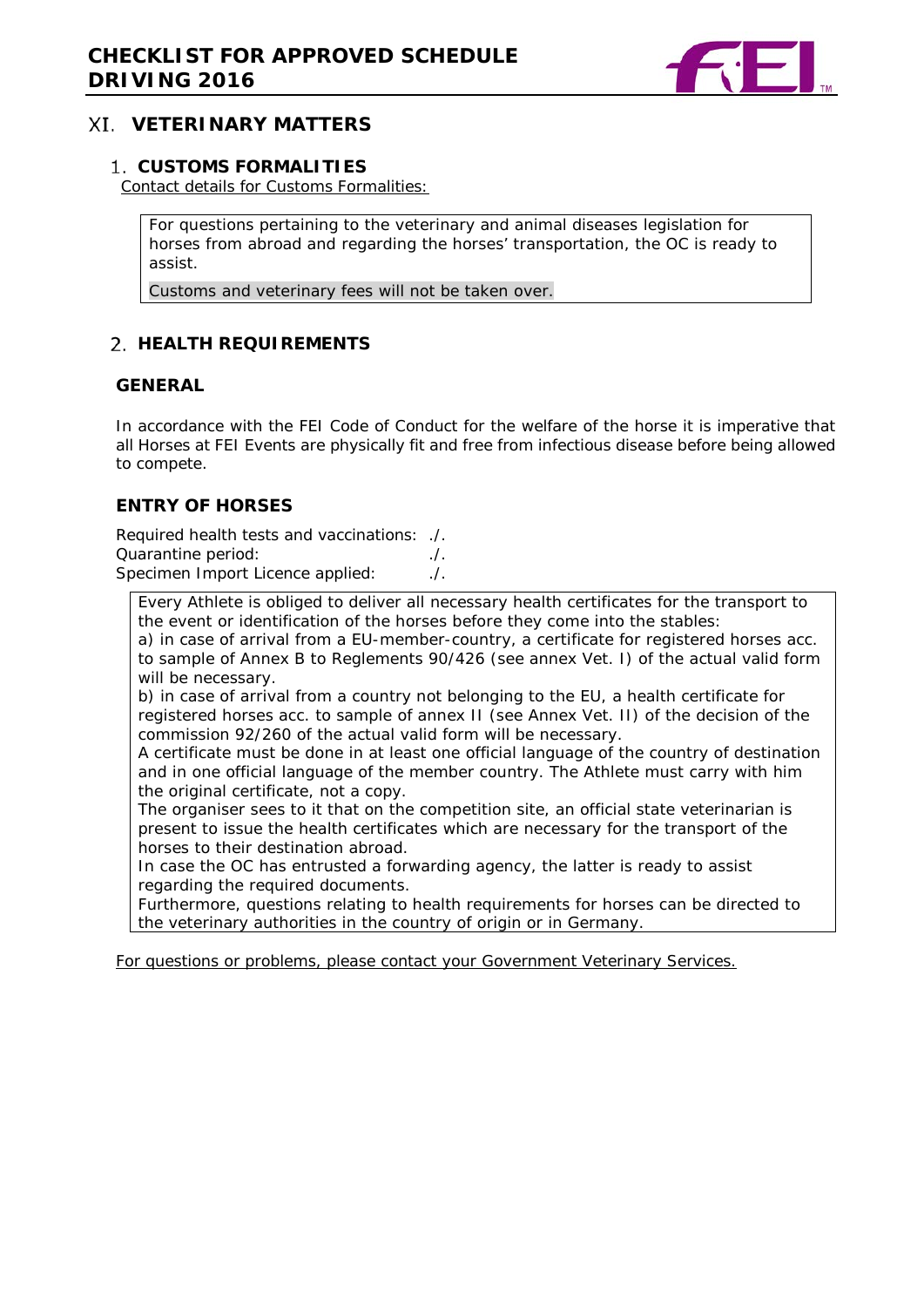## XI. VETERINARY MATTERS

### 1. CUSTOMS FORMALITIES

Contact details for Customs Formalities:

For questions pertaining to the veterinary and animal diseases legislation for horses from abroad and regarding the horses' transportation, the OC is ready to assist.

Customs and veterinary fees will not be taken over.

### 2. HEALTH REQUIREMENTS

#### GENERAL

In accordance with the FEI Code of Conduct for the welfare of the horse it is imperative that all Horses at FEI Events are physically fit and free from infectious disease before being allowed to compete.

#### ENTRY OF HORSES

Required health tests and vaccinations: ./.
Quarantine period: ./.
Specimen Import Licence applied: ./.

Every Athlete is obliged to deliver all necessary health certificates for the transport to the event or identification of the horses before they come into the stables:
a) in case of arrival from a EU-member-country, a certificate for registered horses acc. to sample of Annex B to Reglements 90/426 (see annex Vet. I) of the actual valid form will be necessary.
b) in case of arrival from a country not belonging to the EU, a health certificate for registered horses acc. to sample of annex II (see Annex Vet. II) of the decision of the commission 92/260 of the actual valid form will be necessary.
A certificate must be done in at least one official language of the country of destination and in one official language of the member country. The Athlete must carry with him the original certificate, not a copy.
The organiser sees to it that on the competition site, an official state veterinarian is present to issue the health certificates which are necessary for the transport of the horses to their destination abroad.
In case the OC has entrusted a forwarding agency, the latter is ready to assist regarding the required documents.
Furthermore, questions relating to health requirements for horses can be directed to the veterinary authorities in the country of origin or in Germany.

For questions or problems, please contact your Government Veterinary Services.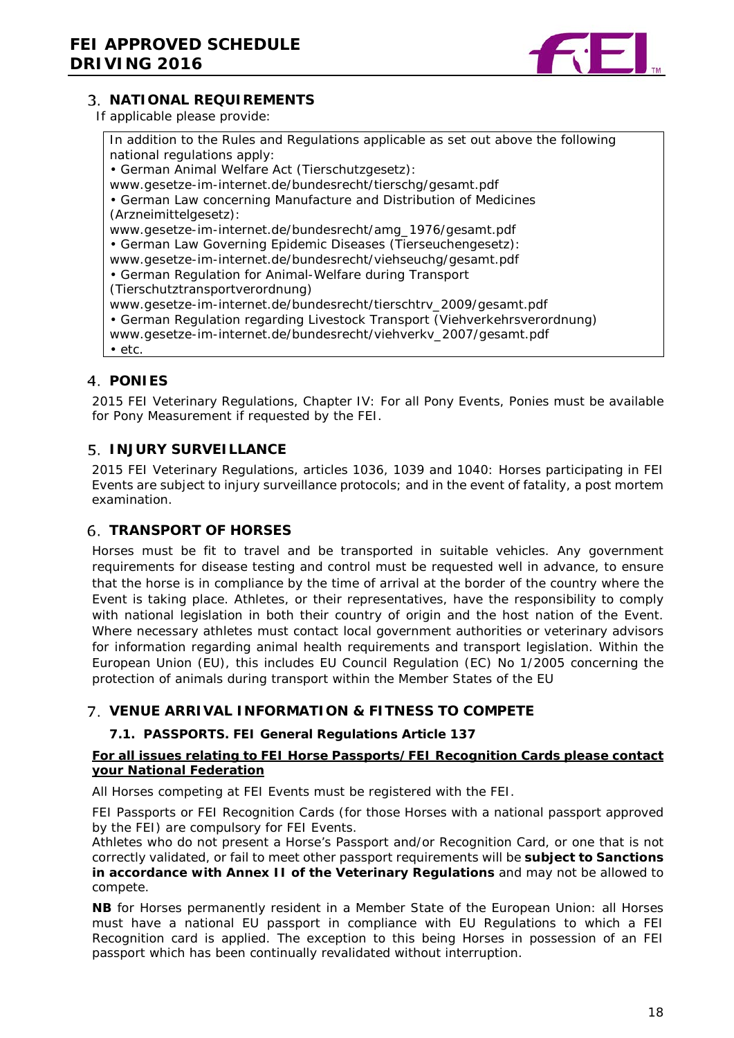## 3. NATIONAL REQUIREMENTS

If applicable please provide:

In addition to the Rules and Regulations applicable as set out above the following national regulations apply:

- German Animal Welfare Act (Tierschutzgesetz): www.gesetze-im-internet.de/bundesrecht/tierschg/gesamt.pdf
- German Law concerning Manufacture and Distribution of Medicines (Arzneimittelgesetz): www.gesetze-im-internet.de/bundesrecht/amg_1976/gesamt.pdf
- German Law Governing Epidemic Diseases (Tierseuchengesetz): www.gesetze-im-internet.de/bundesrecht/viehseuchg/gesamt.pdf
- German Regulation for Animal-Welfare during Transport (Tierschutztransportverordnung) www.gesetze-im-internet.de/bundesrecht/tierschtrv_2009/gesamt.pdf
- German Regulation regarding Livestock Transport (Viehverkehrsverordnung) www.gesetze-im-internet.de/bundesrecht/viehverkv_2007/gesamt.pdf
- etc.

## 4. PONIES

2015 FEI Veterinary Regulations, Chapter IV: For all Pony Events, Ponies must be available for Pony Measurement if requested by the FEI.

## 5. INJURY SURVEILLANCE

2015 FEI Veterinary Regulations, articles 1036, 1039 and 1040: Horses participating in FEI Events are subject to injury surveillance protocols; and in the event of fatality, a post mortem examination.

## 6. TRANSPORT OF HORSES

Horses must be fit to travel and be transported in suitable vehicles. Any government requirements for disease testing and control must be requested well in advance, to ensure that the horse is in compliance by the time of arrival at the border of the country where the Event is taking place. Athletes, or their representatives, have the responsibility to comply with national legislation in both their country of origin and the host nation of the Event. Where necessary athletes must contact local government authorities or veterinary advisors for information regarding animal health requirements and transport legislation. Within the European Union (EU), this includes EU Council Regulation (EC) No 1/2005 concerning the protection of animals during transport within the Member States of the EU

## 7. VENUE ARRIVAL INFORMATION & FITNESS TO COMPETE

### 7.1. PASSPORTS. FEI General Regulations Article 137

**For all issues relating to FEI Horse Passports/FEI Recognition Cards please contact your National Federation**

All Horses competing at FEI Events must be registered with the FEI.

FEI Passports or FEI Recognition Cards (for those Horses with a national passport approved by the FEI) are compulsory for FEI Events.

Athletes who do not present a Horse's Passport and/or Recognition Card, or one that is not correctly validated, or fail to meet other passport requirements will be **subject to Sanctions in accordance with Annex II of the Veterinary Regulations** and may not be allowed to compete.

**NB** for Horses permanently resident in a Member State of the European Union: all Horses must have a national EU passport in compliance with EU Regulations to which a FEI Recognition card is applied. The exception to this being Horses in possession of an FEI passport which has been continually revalidated without interruption.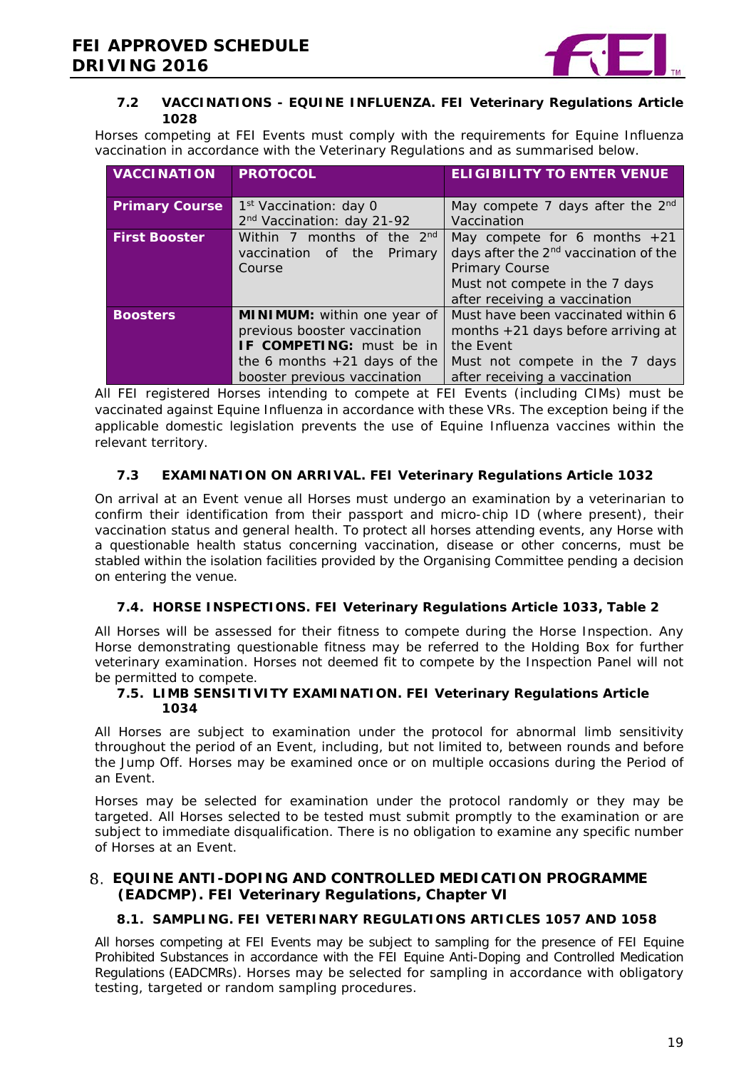### 7.2 VACCINATIONS - EQUINE INFLUENZA. FEI Veterinary Regulations Article 1028

Horses competing at FEI Events must comply with the requirements for Equine Influenza vaccination in accordance with the Veterinary Regulations and as summarised below.

| VACCINATION | PROTOCOL | ELIGIBILITY TO ENTER VENUE |
|---|---|---|
| **Primary Course** | 1st Vaccination: day 0<br>2nd Vaccination: day 21-92 | May compete 7 days after the 2nd Vaccination |
| **First Booster** | Within 7 months of the 2nd vaccination of the Primary Course | May compete for 6 months +21 days after the 2nd vaccination of the Primary Course<br>Must not compete in the 7 days after receiving a vaccination |
| **Boosters** | **MINIMUM:** within one year of previous booster vaccination<br>**IF COMPETING:** must be in the 6 months +21 days of the booster previous vaccination | Must have been vaccinated within 6 months +21 days before arriving at the Event<br>Must not compete in the 7 days after receiving a vaccination |

All FEI registered Horses intending to compete at FEI Events (including CIMs) must be vaccinated against Equine Influenza in accordance with these VRs. The exception being if the applicable domestic legislation prevents the use of Equine Influenza vaccines within the relevant territory.

### 7.3 EXAMINATION ON ARRIVAL. FEI Veterinary Regulations Article 1032

On arrival at an Event venue all Horses must undergo an examination by a veterinarian to confirm their identification from their passport and micro-chip ID (where present), their vaccination status and general health. To protect all horses attending events, any Horse with a questionable health status concerning vaccination, disease or other concerns, must be stabled within the isolation facilities provided by the Organising Committee pending a decision on entering the venue.

### 7.4. HORSE INSPECTIONS. FEI Veterinary Regulations Article 1033, Table 2

All Horses will be assessed for their fitness to compete during the Horse Inspection. Any Horse demonstrating questionable fitness may be referred to the Holding Box for further veterinary examination. Horses not deemed fit to compete by the Inspection Panel will not be permitted to compete.

### 7.5. LIMB SENSITIVITY EXAMINATION. FEI Veterinary Regulations Article 1034

All Horses are subject to examination under the protocol for abnormal limb sensitivity throughout the period of an Event, including, but not limited to, between rounds and before the Jump Off. Horses may be examined once or on multiple occasions during the Period of an Event.

Horses may be selected for examination under the protocol randomly or they may be targeted. All Horses selected to be tested must submit promptly to the examination or are subject to immediate disqualification. There is no obligation to examine any specific number of Horses at an Event.

## 8. EQUINE ANTI-DOPING AND CONTROLLED MEDICATION PROGRAMME (EADCMP). FEI Veterinary Regulations, Chapter VI

### 8.1. SAMPLING. FEI VETERINARY REGULATIONS ARTICLES 1057 AND 1058

All horses competing at FEI Events may be subject to sampling for the presence of FEI Equine Prohibited Substances in accordance with the FEI Equine Anti-Doping and Controlled Medication Regulations (EADCMRs). Horses may be selected for sampling in accordance with obligatory testing, targeted or random sampling procedures.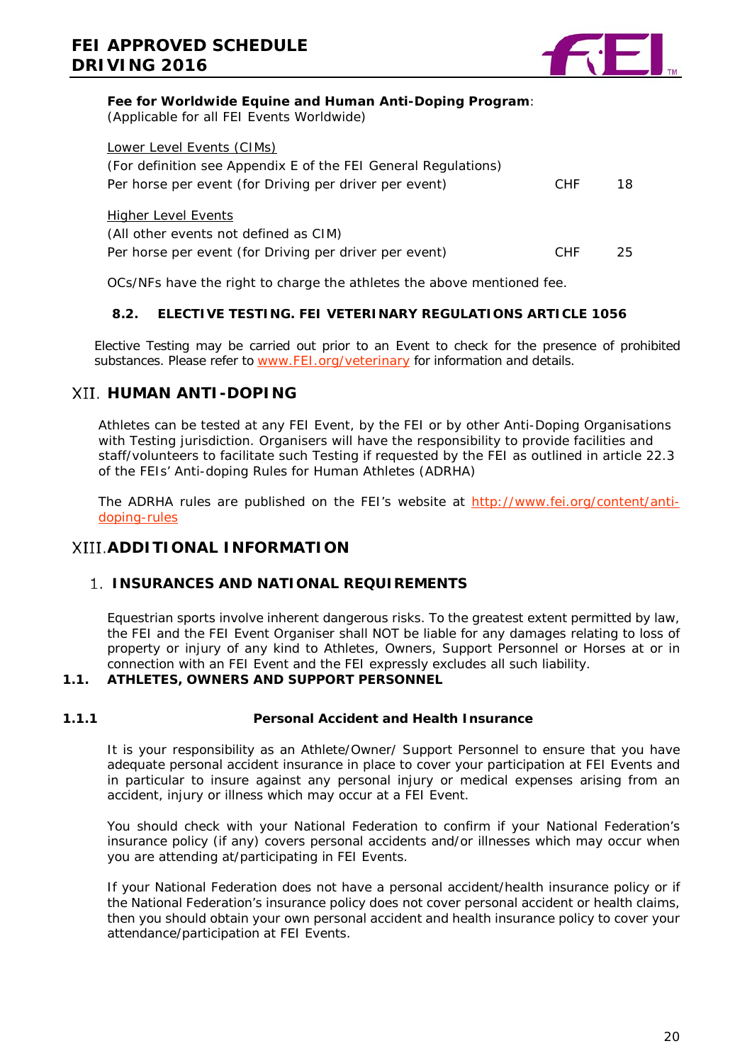**Fee for Worldwide Equine and Human Anti-Doping Program**:
(Applicable for all FEI Events Worldwide)

Lower Level Events (CIMs)
(For definition see Appendix E of the FEI General Regulations)
Per horse per event (for Driving per driver per event) CHF 18

Higher Level Events
(All other events not defined as CIM)
Per horse per event (for Driving per driver per event) CHF 25

OCs/NFs have the right to charge the athletes the above mentioned fee.

### 8.2. ELECTIVE TESTING. FEI VETERINARY REGULATIONS ARTICLE 1056

Elective Testing may be carried out prior to an Event to check for the presence of prohibited substances. Please refer to www.FEI.org/veterinary for information and details.

## XII. HUMAN ANTI-DOPING

Athletes can be tested at any FEI Event, by the FEI or by other Anti-Doping Organisations with Testing jurisdiction. Organisers will have the responsibility to provide facilities and staff/volunteers to facilitate such Testing if requested by the FEI as outlined in article 22.3 of the FEIs' Anti-doping Rules for Human Athletes (ADRHA)

The ADRHA rules are published on the FEI's website at http://www.fei.org/content/anti-doping-rules

## XIII. ADDITIONAL INFORMATION

### 1. INSURANCES AND NATIONAL REQUIREMENTS

Equestrian sports involve inherent dangerous risks. To the greatest extent permitted by law, the FEI and the FEI Event Organiser shall NOT be liable for any damages relating to loss of property or injury of any kind to Athletes, Owners, Support Personnel or Horses at or in connection with an FEI Event and the FEI expressly excludes all such liability.

### 1.1. ATHLETES, OWNERS AND SUPPORT PERSONNEL

#### 1.1.1 Personal Accident and Health Insurance

It is your responsibility as an Athlete/Owner/ Support Personnel to ensure that you have adequate personal accident insurance in place to cover your participation at FEI Events and in particular to insure against any personal injury or medical expenses arising from an accident, injury or illness which may occur at a FEI Event.

You should check with your National Federation to confirm if your National Federation's insurance policy (if any) covers personal accidents and/or illnesses which may occur when you are attending at/participating in FEI Events.

If your National Federation does not have a personal accident/health insurance policy or if the National Federation's insurance policy does not cover personal accident or health claims, then you should obtain your own personal accident and health insurance policy to cover your attendance/participation at FEI Events.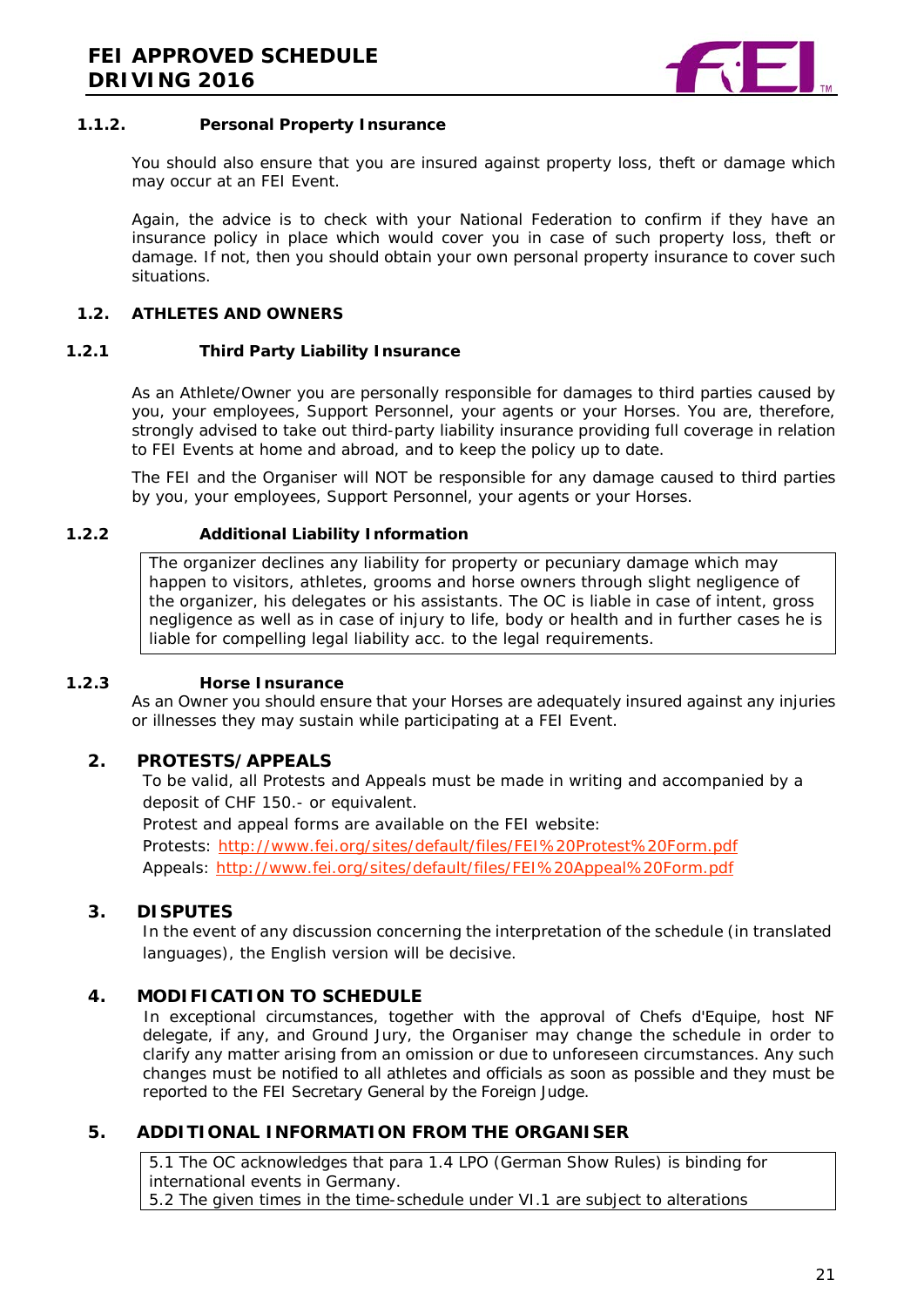#### 1.1.2. Personal Property Insurance

You should also ensure that you are insured against property loss, theft or damage which may occur at an FEI Event.

Again, the advice is to check with your National Federation to confirm if they have an insurance policy in place which would cover you in case of such property loss, theft or damage. If not, then you should obtain your own personal property insurance to cover such situations.

### 1.2. ATHLETES AND OWNERS

#### 1.2.1 Third Party Liability Insurance

As an Athlete/Owner you are personally responsible for damages to third parties caused by you, your employees, Support Personnel, your agents or your Horses. You are, therefore, strongly advised to take out third-party liability insurance providing full coverage in relation to FEI Events at home and abroad, and to keep the policy up to date.

The FEI and the Organiser will NOT be responsible for any damage caused to third parties by you, your employees, Support Personnel, your agents or your Horses.

#### 1.2.2 Additional Liability Information

The organizer declines any liability for property or pecuniary damage which may happen to visitors, athletes, grooms and horse owners through slight negligence of the organizer, his delegates or his assistants. The OC is liable in case of intent, gross negligence as well as in case of injury to life, body or health and in further cases he is liable for compelling legal liability acc. to the legal requirements.

#### 1.2.3 Horse Insurance

As an Owner you should ensure that your Horses are adequately insured against any injuries or illnesses they may sustain while participating at a FEI Event.

## 2. PROTESTS/APPEALS

To be valid, all Protests and Appeals must be made in writing and accompanied by a deposit of CHF 150.- or equivalent.

Protest and appeal forms are available on the FEI website:

Protests: http://www.fei.org/sites/default/files/FEI%20Protest%20Form.pdf

Appeals: http://www.fei.org/sites/default/files/FEI%20Appeal%20Form.pdf

## 3. DISPUTES

In the event of any discussion concerning the interpretation of the schedule (in translated languages), the English version will be decisive.

## 4. MODIFICATION TO SCHEDULE

In exceptional circumstances, together with the approval of Chefs d'Equipe, host NF delegate, if any, and Ground Jury, the Organiser may change the schedule in order to clarify any matter arising from an omission or due to unforeseen circumstances. Any such changes must be notified to all athletes and officials as soon as possible and they must be reported to the FEI Secretary General by the Foreign Judge.

## 5. ADDITIONAL INFORMATION FROM THE ORGANISER

5.1 The OC acknowledges that para 1.4 LPO (German Show Rules) is binding for international events in Germany.

5.2 The given times in the time-schedule under VI.1 are subject to alterations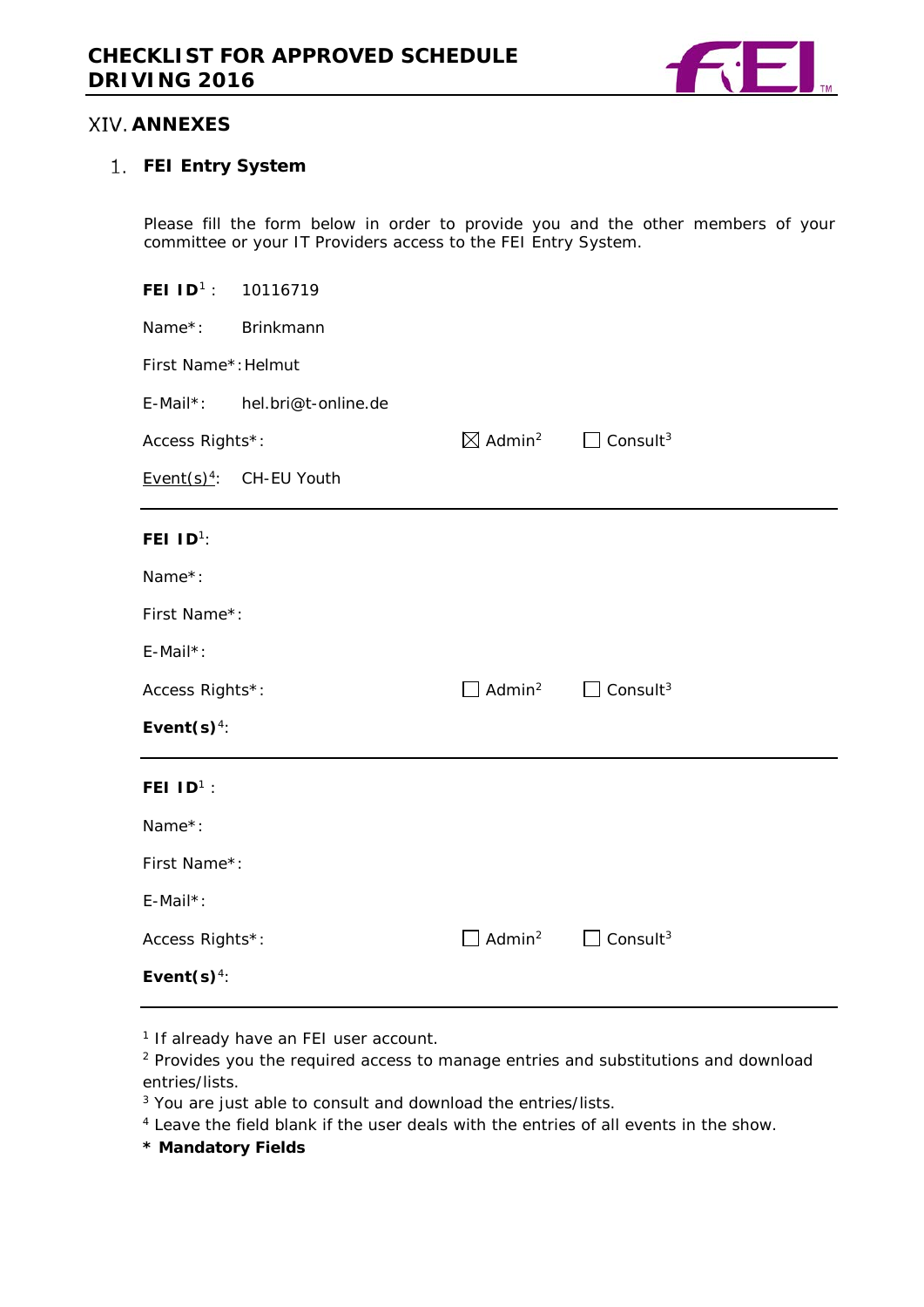## XIV. ANNEXES

### 1. FEI Entry System

Please fill the form below in order to provide you and the other members of your committee or your IT Providers access to the FEI Entry System.

**FEI ID**[1] : 10116719

Name*: Brinkmann

First Name*: Helmut

E-Mail*: hel.bri@t-online.de

Access Rights*: ☒ Admin[2] ☐ Consult[3]

Event(s)[4]: CH-EU Youth

---

**FEI ID**[1]:

Name*:

First Name*:

E-Mail*:

Access Rights*: ☐ Admin[2] ☐ Consult[3]

**Event(s)**[4]:

---

**FEI ID**[1] :

Name*:

First Name*:

E-Mail*:

Access Rights*: ☐ Admin[2] ☐ Consult[3]

**Event(s)**[4]:

---

[1] If already have an FEI user account.
[2] Provides you the required access to manage entries and substitutions and download entries/lists.
[3] You are just able to consult and download the entries/lists.
[4] Leave the field blank if the user deals with the entries of all events in the show.

**\* Mandatory Fields**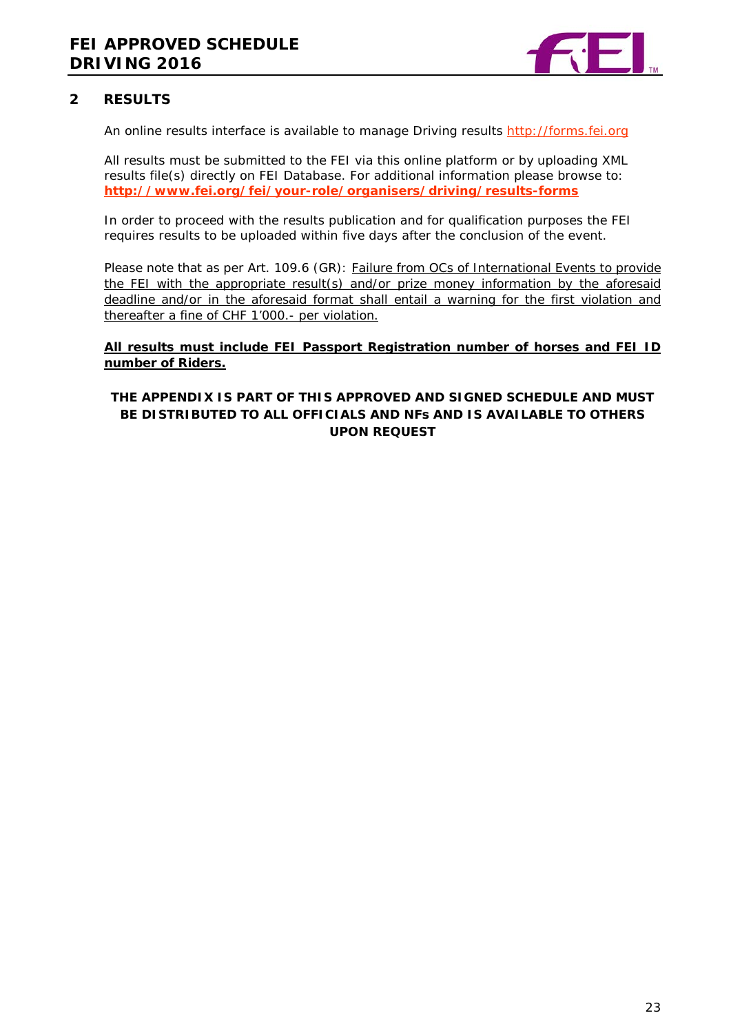## 2 RESULTS

An online results interface is available to manage Driving results http://forms.fei.org

All results must be submitted to the FEI via this online platform or by uploading XML results file(s) directly on FEI Database. For additional information please browse to: **http://www.fei.org/fei/your-role/organisers/driving/results-forms**

In order to proceed with the results publication and for qualification purposes the FEI requires results to be uploaded within five days after the conclusion of the event.

Please note that as per Art. 109.6 (GR): Failure from OCs of International Events to provide the FEI with the appropriate result(s) and/or prize money information by the aforesaid deadline and/or in the aforesaid format shall entail a warning for the first violation and thereafter a fine of CHF 1'000.- per violation.

**All results must include FEI Passport Registration number of horses and FEI ID number of Riders.**

**THE APPENDIX IS PART OF THIS APPROVED AND SIGNED SCHEDULE AND MUST BE DISTRIBUTED TO ALL OFFICIALS AND NFs AND IS AVAILABLE TO OTHERS UPON REQUEST**